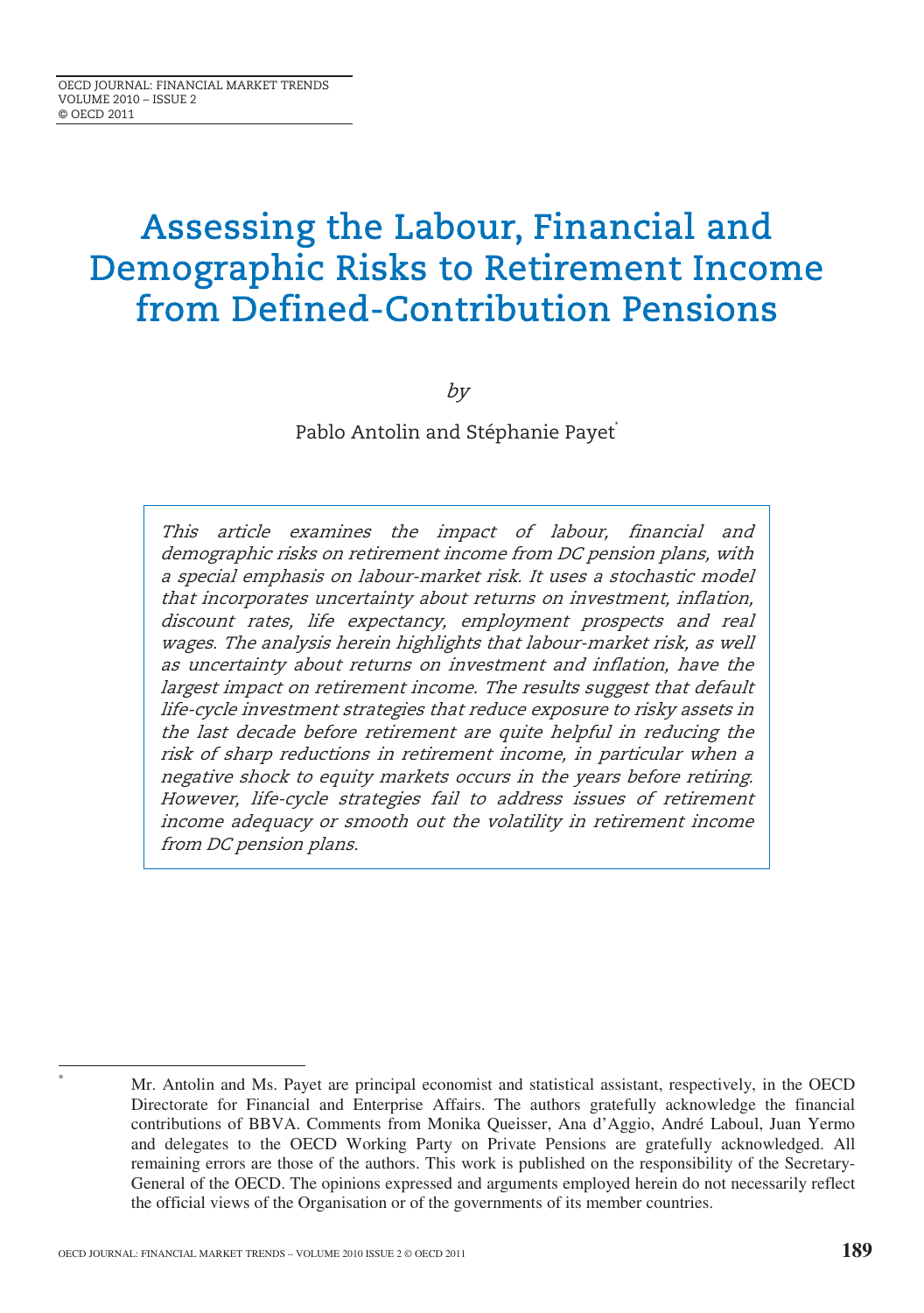# Assessing the Labour, Financial and Demographic Risks to Retirement Income from Defined-Contribution Pensions

*by*

Pablo Antolin and Stéphanie Payet*

*This article examines the impact of labour, financial and demographic risks on retirement income from DC pension plans, with a special emphasis on labour-market risk. It uses a stochastic model that incorporates uncertainty about returns on investment, inflation, discount rates, life expectancy, employment prospects and real wages. The analysis herein highlights that labour-market risk, as well as uncertainty about returns on investment and inflation, have the largest impact on retirement income. The results suggest that default life-cycle investment strategies that reduce exposure to risky assets in the last decade before retirement are quite helpful in reducing the risk of sharp reductions in retirement income, in particular when a negative shock to equity markets occurs in the years before retiring. However, life-cycle strategies fail to address issues of retirement income adequacy or smooth out the volatility in retirement income from DC pension plans.*

---

\* Mr. Antolin and Ms. Payet are principal economist and statistical assistant, respectively, in the OECD Directorate for Financial and Enterprise Affairs. The authors gratefully acknowledge the financial contributions of BBVA. Comments from Monika Queisser, Ana d'Aggio, André Laboul, Juan Yermo and delegates to the OECD Working Party on Private Pensions are gratefully acknowledged. All remaining errors are those of the authors. This work is published on the responsibility of the Secretary-General of the OECD. The opinions expressed and arguments employed herein do not necessarily reflect the official views of the Organisation or of the governments of its member countries.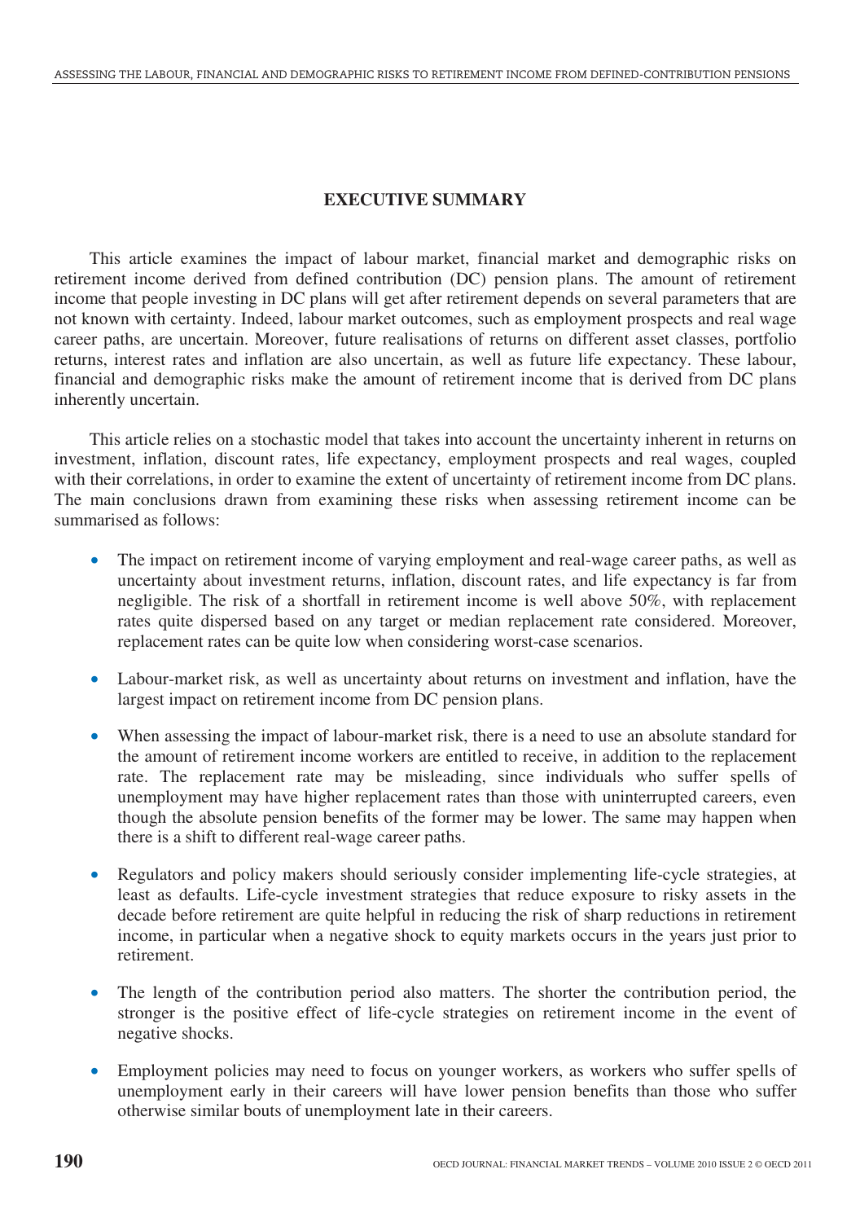## EXECUTIVE SUMMARY

This article examines the impact of labour market, financial market and demographic risks on retirement income derived from defined contribution (DC) pension plans. The amount of retirement income that people investing in DC plans will get after retirement depends on several parameters that are not known with certainty. Indeed, labour market outcomes, such as employment prospects and real wage career paths, are uncertain. Moreover, future realisations of returns on different asset classes, portfolio returns, interest rates and inflation are also uncertain, as well as future life expectancy. These labour, financial and demographic risks make the amount of retirement income that is derived from DC plans inherently uncertain.

This article relies on a stochastic model that takes into account the uncertainty inherent in returns on investment, inflation, discount rates, life expectancy, employment prospects and real wages, coupled with their correlations, in order to examine the extent of uncertainty of retirement income from DC plans. The main conclusions drawn from examining these risks when assessing retirement income can be summarised as follows:

- The impact on retirement income of varying employment and real-wage career paths, as well as uncertainty about investment returns, inflation, discount rates, and life expectancy is far from negligible. The risk of a shortfall in retirement income is well above 50%, with replacement rates quite dispersed based on any target or median replacement rate considered. Moreover, replacement rates can be quite low when considering worst-case scenarios.
- Labour-market risk, as well as uncertainty about returns on investment and inflation, have the largest impact on retirement income from DC pension plans.
- When assessing the impact of labour-market risk, there is a need to use an absolute standard for the amount of retirement income workers are entitled to receive, in addition to the replacement rate. The replacement rate may be misleading, since individuals who suffer spells of unemployment may have higher replacement rates than those with uninterrupted careers, even though the absolute pension benefits of the former may be lower. The same may happen when there is a shift to different real-wage career paths.
- Regulators and policy makers should seriously consider implementing life-cycle strategies, at least as defaults. Life-cycle investment strategies that reduce exposure to risky assets in the decade before retirement are quite helpful in reducing the risk of sharp reductions in retirement income, in particular when a negative shock to equity markets occurs in the years just prior to retirement.
- The length of the contribution period also matters. The shorter the contribution period, the stronger is the positive effect of life-cycle strategies on retirement income in the event of negative shocks.
- Employment policies may need to focus on younger workers, as workers who suffer spells of unemployment early in their careers will have lower pension benefits than those who suffer otherwise similar bouts of unemployment late in their careers.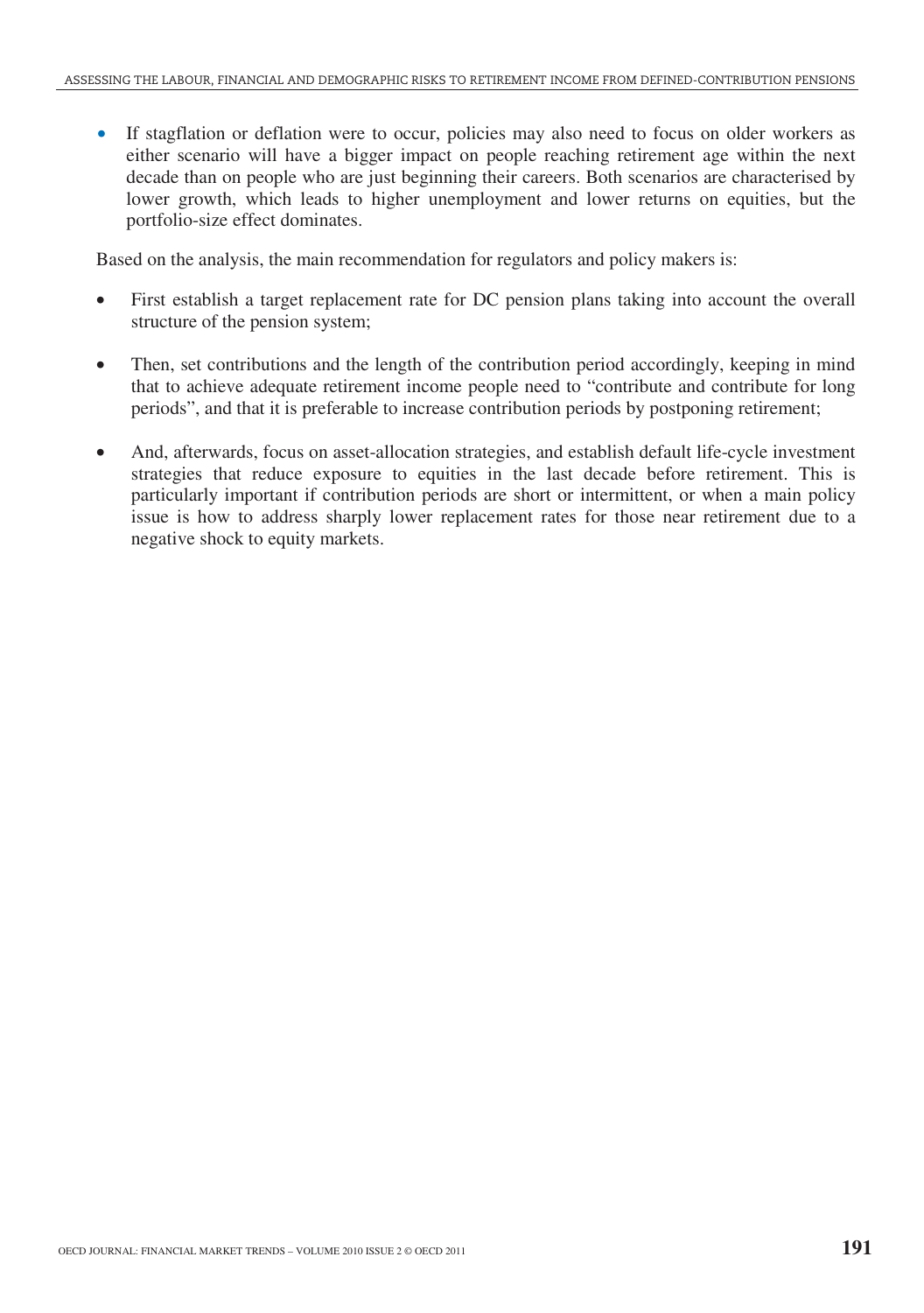- If stagflation or deflation were to occur, policies may also need to focus on older workers as either scenario will have a bigger impact on people reaching retirement age within the next decade than on people who are just beginning their careers. Both scenarios are characterised by lower growth, which leads to higher unemployment and lower returns on equities, but the portfolio-size effect dominates.

Based on the analysis, the main recommendation for regulators and policy makers is:

- First establish a target replacement rate for DC pension plans taking into account the overall structure of the pension system;
- Then, set contributions and the length of the contribution period accordingly, keeping in mind that to achieve adequate retirement income people need to "contribute and contribute for long periods", and that it is preferable to increase contribution periods by postponing retirement;
- And, afterwards, focus on asset-allocation strategies, and establish default life-cycle investment strategies that reduce exposure to equities in the last decade before retirement. This is particularly important if contribution periods are short or intermittent, or when a main policy issue is how to address sharply lower replacement rates for those near retirement due to a negative shock to equity markets.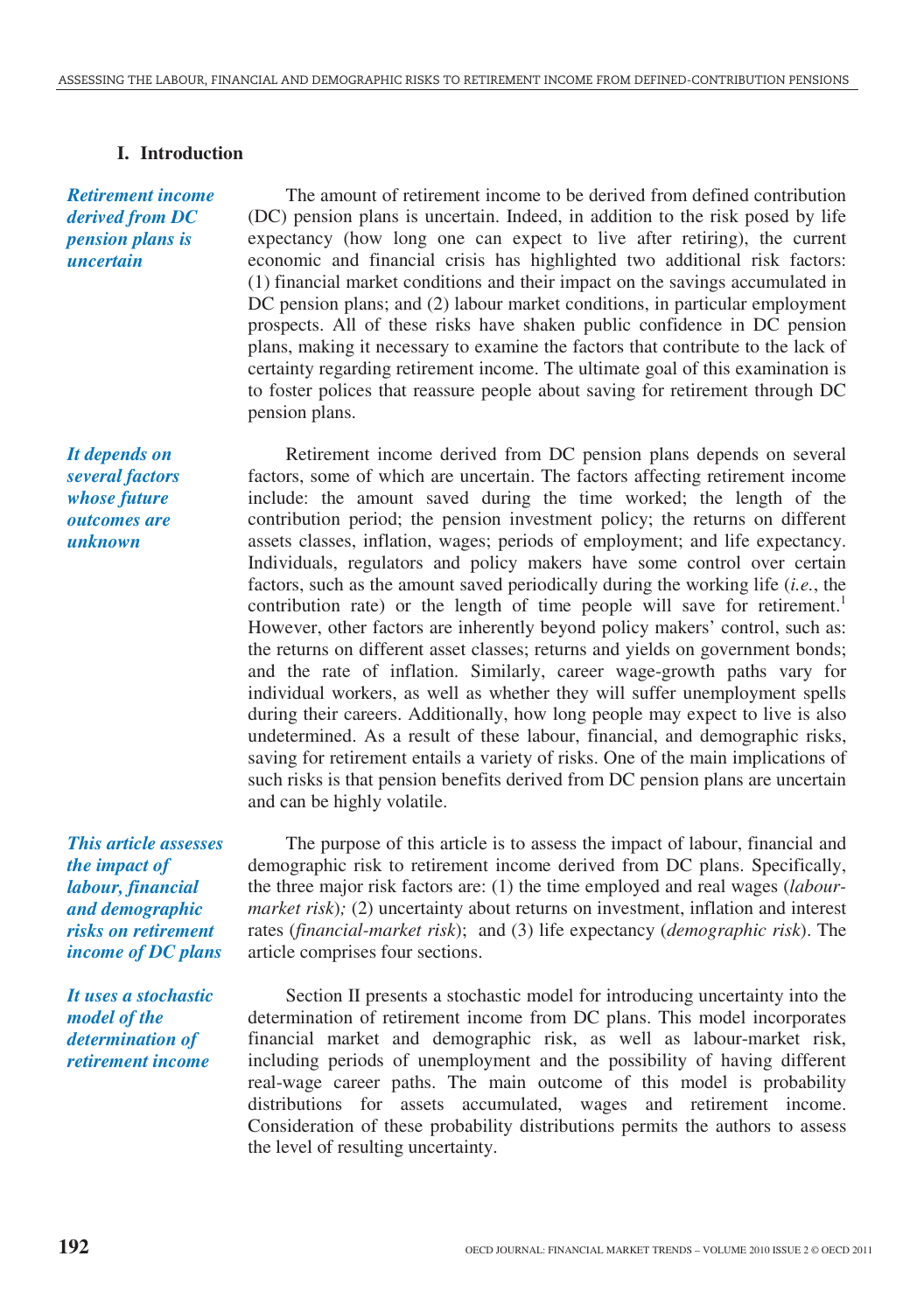## I. Introduction

*Retirement income derived from DC pension plans is uncertain*

The amount of retirement income to be derived from defined contribution (DC) pension plans is uncertain. Indeed, in addition to the risk posed by life expectancy (how long one can expect to live after retiring), the current economic and financial crisis has highlighted two additional risk factors: (1) financial market conditions and their impact on the savings accumulated in DC pension plans; and (2) labour market conditions, in particular employment prospects. All of these risks have shaken public confidence in DC pension plans, making it necessary to examine the factors that contribute to the lack of certainty regarding retirement income. The ultimate goal of this examination is to foster polices that reassure people about saving for retirement through DC pension plans.

*It depends on several factors whose future outcomes are unknown*

Retirement income derived from DC pension plans depends on several factors, some of which are uncertain. The factors affecting retirement income include: the amount saved during the time worked; the length of the contribution period; the pension investment policy; the returns on different assets classes, inflation, wages; periods of employment; and life expectancy. Individuals, regulators and policy makers have some control over certain factors, such as the amount saved periodically during the working life (*i.e.*, the contribution rate) or the length of time people will save for retirement.[1] However, other factors are inherently beyond policy makers' control, such as: the returns on different asset classes; returns and yields on government bonds; and the rate of inflation. Similarly, career wage-growth paths vary for individual workers, as well as whether they will suffer unemployment spells during their careers. Additionally, how long people may expect to live is also undetermined. As a result of these labour, financial, and demographic risks, saving for retirement entails a variety of risks. One of the main implications of such risks is that pension benefits derived from DC pension plans are uncertain and can be highly volatile.

*This article assesses the impact of labour, financial and demographic risks on retirement income of DC plans*

The purpose of this article is to assess the impact of labour, financial and demographic risk to retirement income derived from DC plans. Specifically, the three major risk factors are: (1) the time employed and real wages (*labour-market risk*); (2) uncertainty about returns on investment, inflation and interest rates (*financial-market risk*); and (3) life expectancy (*demographic risk*). The article comprises four sections.

*It uses a stochastic model of the determination of retirement income*

Section II presents a stochastic model for introducing uncertainty into the determination of retirement income from DC plans. This model incorporates financial market and demographic risk, as well as labour-market risk, including periods of unemployment and the possibility of having different real-wage career paths. The main outcome of this model is probability distributions for assets accumulated, wages and retirement income. Consideration of these probability distributions permits the authors to assess the level of resulting uncertainty.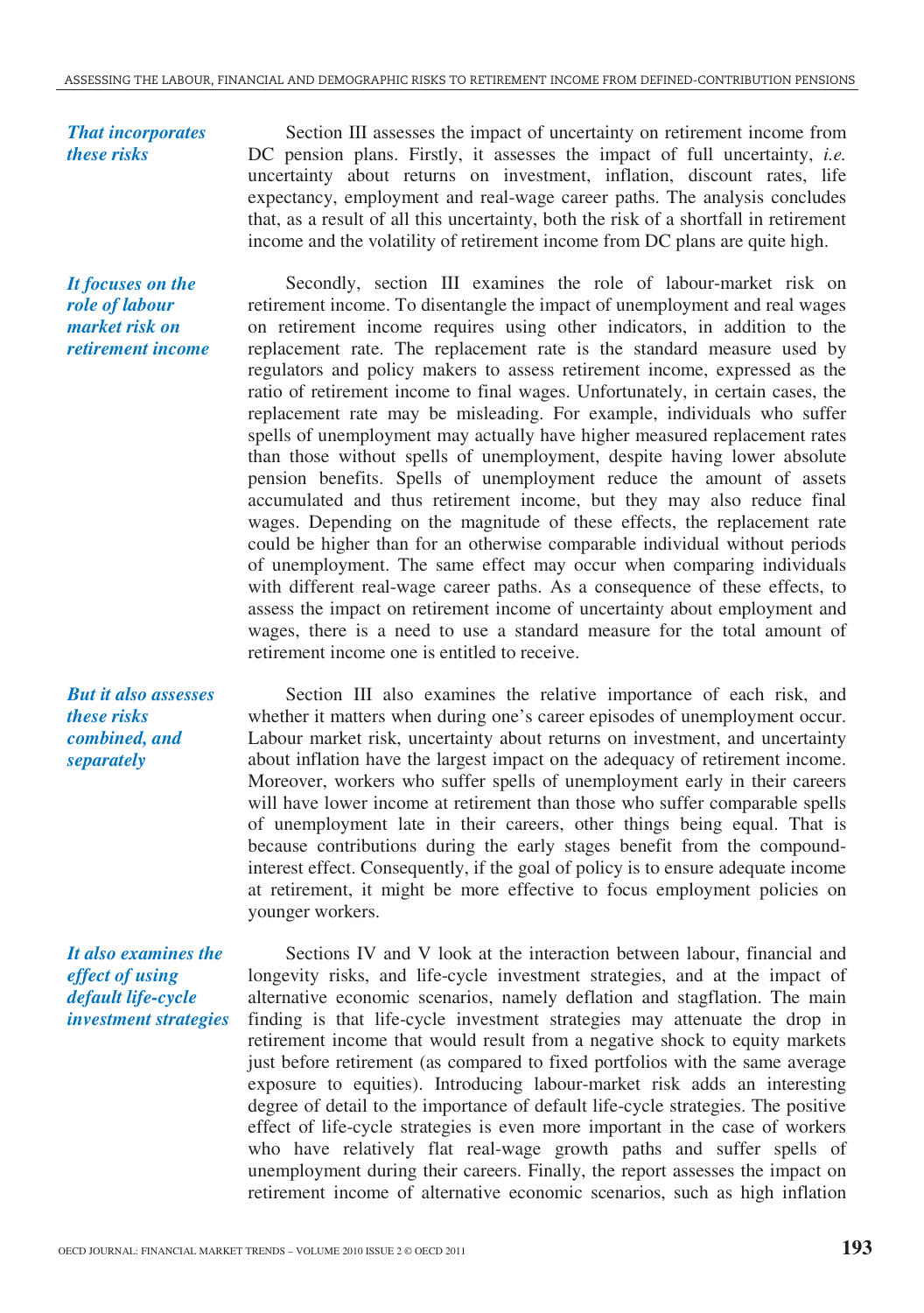*That incorporates these risks*

Section III assesses the impact of uncertainty on retirement income from DC pension plans. Firstly, it assesses the impact of full uncertainty, *i.e.* uncertainty about returns on investment, inflation, discount rates, life expectancy, employment and real-wage career paths. The analysis concludes that, as a result of all this uncertainty, both the risk of a shortfall in retirement income and the volatility of retirement income from DC plans are quite high.

*It focuses on the role of labour market risk on retirement income*

Secondly, section III examines the role of labour-market risk on retirement income. To disentangle the impact of unemployment and real wages on retirement income requires using other indicators, in addition to the replacement rate. The replacement rate is the standard measure used by regulators and policy makers to assess retirement income, expressed as the ratio of retirement income to final wages. Unfortunately, in certain cases, the replacement rate may be misleading. For example, individuals who suffer spells of unemployment may actually have higher measured replacement rates than those without spells of unemployment, despite having lower absolute pension benefits. Spells of unemployment reduce the amount of assets accumulated and thus retirement income, but they may also reduce final wages. Depending on the magnitude of these effects, the replacement rate could be higher than for an otherwise comparable individual without periods of unemployment. The same effect may occur when comparing individuals with different real-wage career paths. As a consequence of these effects, to assess the impact on retirement income of uncertainty about employment and wages, there is a need to use a standard measure for the total amount of retirement income one is entitled to receive.

*But it also assesses these risks combined, and separately*

Section III also examines the relative importance of each risk, and whether it matters when during one's career episodes of unemployment occur. Labour market risk, uncertainty about returns on investment, and uncertainty about inflation have the largest impact on the adequacy of retirement income. Moreover, workers who suffer spells of unemployment early in their careers will have lower income at retirement than those who suffer comparable spells of unemployment late in their careers, other things being equal. That is because contributions during the early stages benefit from the compound-interest effect. Consequently, if the goal of policy is to ensure adequate income at retirement, it might be more effective to focus employment policies on younger workers.

*It also examines the effect of using default life-cycle investment strategies*

Sections IV and V look at the interaction between labour, financial and longevity risks, and life-cycle investment strategies, and at the impact of alternative economic scenarios, namely deflation and stagflation. The main finding is that life-cycle investment strategies may attenuate the drop in retirement income that would result from a negative shock to equity markets just before retirement (as compared to fixed portfolios with the same average exposure to equities). Introducing labour-market risk adds an interesting degree of detail to the importance of default life-cycle strategies. The positive effect of life-cycle strategies is even more important in the case of workers who have relatively flat real-wage growth paths and suffer spells of unemployment during their careers. Finally, the report assesses the impact on retirement income of alternative economic scenarios, such as high inflation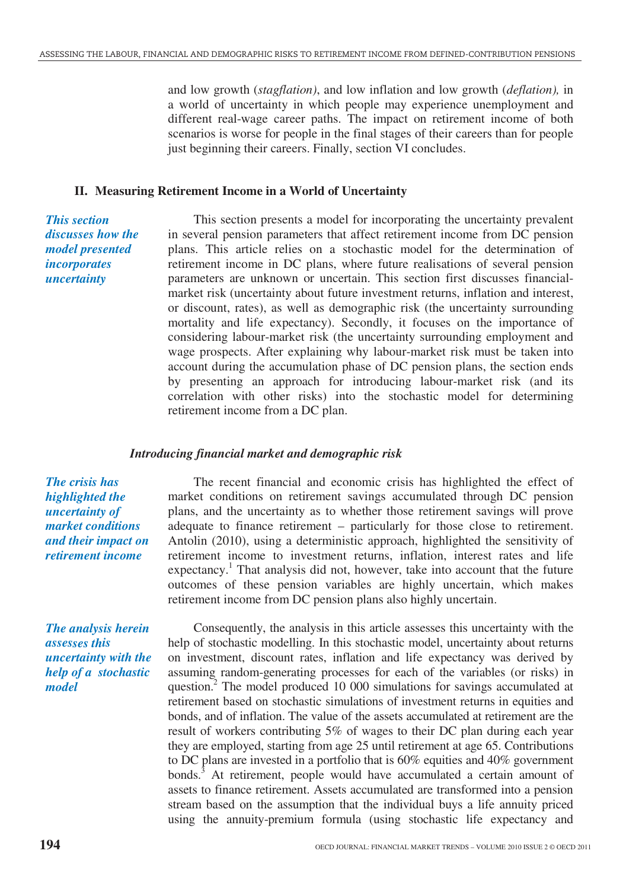and low growth (*stagflation)*, and low inflation and low growth (*deflation),* in a world of uncertainty in which people may experience unemployment and different real-wage career paths. The impact on retirement income of both scenarios is worse for people in the final stages of their careers than for people just beginning their careers. Finally, section VI concludes.

## II. Measuring Retirement Income in a World of Uncertainty

*This section discusses how the model presented incorporates uncertainty*

This section presents a model for incorporating the uncertainty prevalent in several pension parameters that affect retirement income from DC pension plans. This article relies on a stochastic model for the determination of retirement income in DC plans, where future realisations of several pension parameters are unknown or uncertain. This section first discusses financial-market risk (uncertainty about future investment returns, inflation and interest, or discount, rates), as well as demographic risk (the uncertainty surrounding mortality and life expectancy). Secondly, it focuses on the importance of considering labour-market risk (the uncertainty surrounding employment and wage prospects. After explaining why labour-market risk must be taken into account during the accumulation phase of DC pension plans, the section ends by presenting an approach for introducing labour-market risk (and its correlation with other risks) into the stochastic model for determining retirement income from a DC plan.

### *Introducing financial market and demographic risk*

*The crisis has highlighted the uncertainty of market conditions and their impact on retirement income*

The recent financial and economic crisis has highlighted the effect of market conditions on retirement savings accumulated through DC pension plans, and the uncertainty as to whether those retirement savings will prove adequate to finance retirement – particularly for those close to retirement. Antolin (2010), using a deterministic approach, highlighted the sensitivity of retirement income to investment returns, inflation, interest rates and life expectancy.[1] That analysis did not, however, take into account that the future outcomes of these pension variables are highly uncertain, which makes retirement income from DC pension plans also highly uncertain.

*The analysis herein assesses this uncertainty with the help of a stochastic model*

Consequently, the analysis in this article assesses this uncertainty with the help of stochastic modelling. In this stochastic model, uncertainty about returns on investment, discount rates, inflation and life expectancy was derived by assuming random-generating processes for each of the variables (or risks) in question.[2] The model produced 10 000 simulations for savings accumulated at retirement based on stochastic simulations of investment returns in equities and bonds, and of inflation. The value of the assets accumulated at retirement are the result of workers contributing 5% of wages to their DC plan during each year they are employed, starting from age 25 until retirement at age 65. Contributions to DC plans are invested in a portfolio that is 60% equities and 40% government bonds.[3] At retirement, people would have accumulated a certain amount of assets to finance retirement. Assets accumulated are transformed into a pension stream based on the assumption that the individual buys a life annuity priced using the annuity-premium formula (using stochastic life expectancy and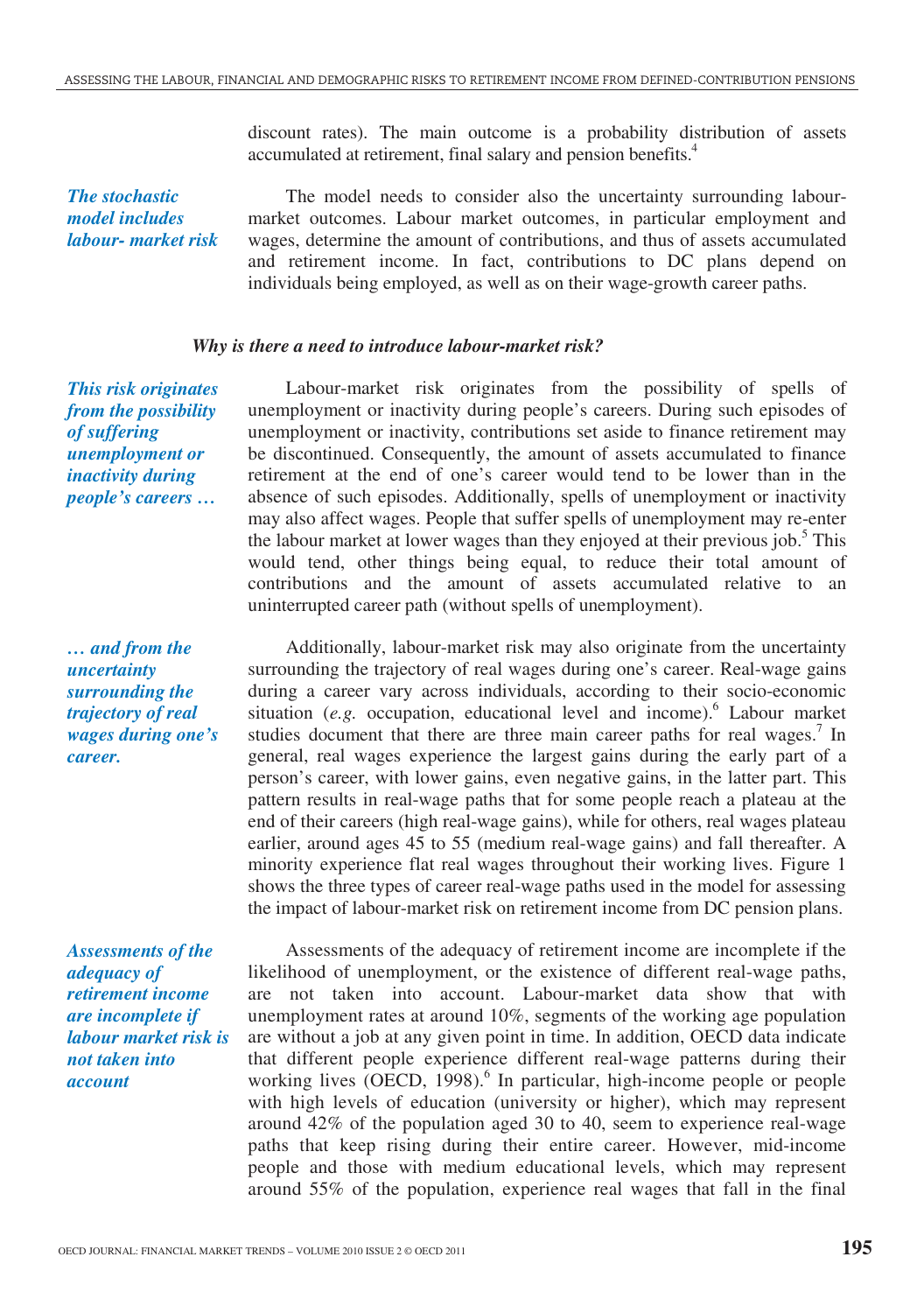discount rates). The main outcome is a probability distribution of assets accumulated at retirement, final salary and pension benefits.[4]

*The stochastic model includes labour- market risk*

The model needs to consider also the uncertainty surrounding labour-market outcomes. Labour market outcomes, in particular employment and wages, determine the amount of contributions, and thus of assets accumulated and retirement income. In fact, contributions to DC plans depend on individuals being employed, as well as on their wage-growth career paths.

### *Why is there a need to introduce labour-market risk?*

*This risk originates from the possibility of suffering unemployment or inactivity during people's careers …*

Labour-market risk originates from the possibility of spells of unemployment or inactivity during people's careers. During such episodes of unemployment or inactivity, contributions set aside to finance retirement may be discontinued. Consequently, the amount of assets accumulated to finance retirement at the end of one's career would tend to be lower than in the absence of such episodes. Additionally, spells of unemployment or inactivity may also affect wages. People that suffer spells of unemployment may re-enter the labour market at lower wages than they enjoyed at their previous job.[5] This would tend, other things being equal, to reduce their total amount of contributions and the amount of assets accumulated relative to an uninterrupted career path (without spells of unemployment).

*… and from the uncertainty surrounding the trajectory of real wages during one's career.*

Additionally, labour-market risk may also originate from the uncertainty surrounding the trajectory of real wages during one's career. Real-wage gains during a career vary across individuals, according to their socio-economic situation (*e.g.* occupation, educational level and income).[6] Labour market studies document that there are three main career paths for real wages.[7] In general, real wages experience the largest gains during the early part of a person's career, with lower gains, even negative gains, in the latter part. This pattern results in real-wage paths that for some people reach a plateau at the end of their careers (high real-wage gains), while for others, real wages plateau earlier, around ages 45 to 55 (medium real-wage gains) and fall thereafter. A minority experience flat real wages throughout their working lives. Figure 1 shows the three types of career real-wage paths used in the model for assessing the impact of labour-market risk on retirement income from DC pension plans.

*Assessments of the adequacy of retirement income are incomplete if labour market risk is not taken into account*

Assessments of the adequacy of retirement income are incomplete if the likelihood of unemployment, or the existence of different real-wage paths, are not taken into account. Labour-market data show that with unemployment rates at around 10%, segments of the working age population are without a job at any given point in time. In addition, OECD data indicate that different people experience different real-wage patterns during their working lives (OECD, 1998).[6] In particular, high-income people or people with high levels of education (university or higher), which may represent around 42% of the population aged 30 to 40, seem to experience real-wage paths that keep rising during their entire career. However, mid-income people and those with medium educational levels, which may represent around 55% of the population, experience real wages that fall in the final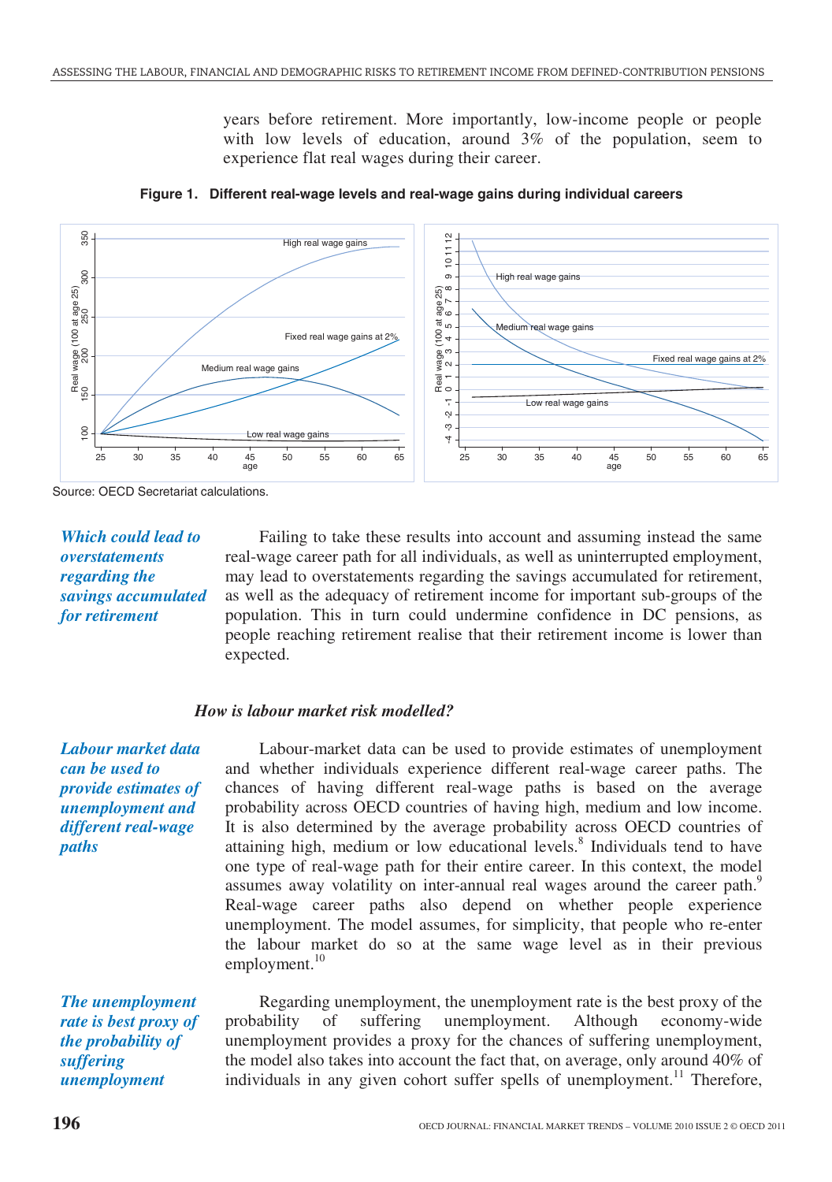years before retirement. More importantly, low-income people or people with low levels of education, around 3% of the population, seem to experience flat real wages during their career.

**Figure 1. Different real-wage levels and real-wage gains during individual careers**

Source: OECD Secretariat calculations.

*Which could lead to overstatements regarding the savings accumulated for retirement*

Failing to take these results into account and assuming instead the same real-wage career path for all individuals, as well as uninterrupted employment, may lead to overstatements regarding the savings accumulated for retirement, as well as the adequacy of retirement income for important sub-groups of the population. This in turn could undermine confidence in DC pensions, as people reaching retirement realise that their retirement income is lower than expected.

### *How is labour market risk modelled?*

*Labour market data can be used to provide estimates of unemployment and different real-wage paths*

Labour-market data can be used to provide estimates of unemployment and whether individuals experience different real-wage career paths. The chances of having different real-wage paths is based on the average probability across OECD countries of having high, medium and low income. It is also determined by the average probability across OECD countries of attaining high, medium or low educational levels.[8] Individuals tend to have one type of real-wage path for their entire career. In this context, the model assumes away volatility on inter-annual real wages around the career path.[9] Real-wage career paths also depend on whether people experience unemployment. The model assumes, for simplicity, that people who re-enter the labour market do so at the same wage level as in their previous employment.[10]

*The unemployment rate is best proxy of the probability of suffering unemployment*

Regarding unemployment, the unemployment rate is the best proxy of the probability of suffering unemployment. Although economy-wide unemployment provides a proxy for the chances of suffering unemployment, the model also takes into account the fact that, on average, only around 40% of individuals in any given cohort suffer spells of unemployment.[11] Therefore,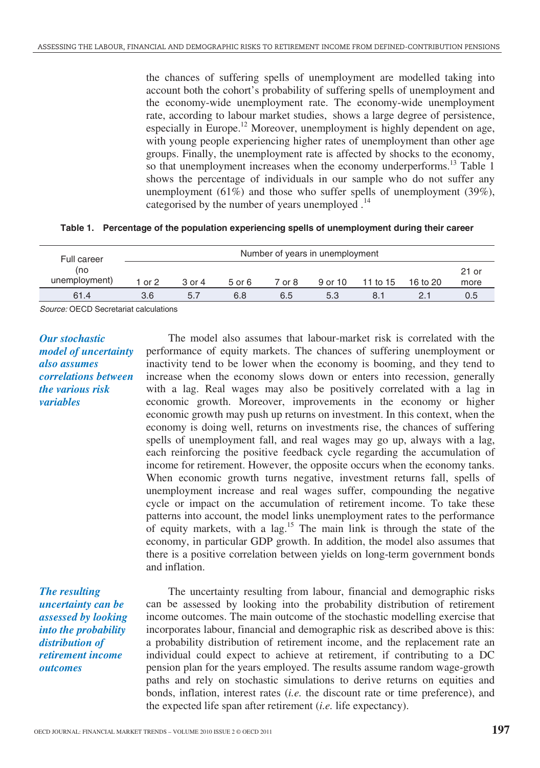the chances of suffering spells of unemployment are modelled taking into account both the cohort's probability of suffering spells of unemployment and the economy-wide unemployment rate. The economy-wide unemployment rate, according to labour market studies, shows a large degree of persistence, especially in Europe.[12] Moreover, unemployment is highly dependent on age, with young people experiencing higher rates of unemployment than other age groups. Finally, the unemployment rate is affected by shocks to the economy, so that unemployment increases when the economy underperforms.[13] Table 1 shows the percentage of individuals in our sample who do not suffer any unemployment (61%) and those who suffer spells of unemployment (39%), categorised by the number of years unemployed .[14]

**Table 1. Percentage of the population experiencing spells of unemployment during their career**

| Full career (no unemployment) | Number of years in unemployment | | | | | | | |
|---|---|---|---|---|---|---|---|---|
| | 1 or 2 | 3 or 4 | 5 or 6 | 7 or 8 | 9 or 10 | 11 to 15 | 16 to 20 | 21 or more |
| 61.4 | 3.6 | 5.7 | 6.8 | 6.5 | 5.3 | 8.1 | 2.1 | 0.5 |

*Source:* OECD Secretariat calculations

***Our stochastic model of uncertainty also assumes correlations between the various risk variables***

The model also assumes that labour-market risk is correlated with the performance of equity markets. The chances of suffering unemployment or inactivity tend to be lower when the economy is booming, and they tend to increase when the economy slows down or enters into recession, generally with a lag. Real wages may also be positively correlated with a lag in economic growth. Moreover, improvements in the economy or higher economic growth may push up returns on investment. In this context, when the economy is doing well, returns on investments rise, the chances of suffering spells of unemployment fall, and real wages may go up, always with a lag, each reinforcing the positive feedback cycle regarding the accumulation of income for retirement. However, the opposite occurs when the economy tanks. When economic growth turns negative, investment returns fall, spells of unemployment increase and real wages suffer, compounding the negative cycle or impact on the accumulation of retirement income. To take these patterns into account, the model links unemployment rates to the performance of equity markets, with a lag.[15] The main link is through the state of the economy, in particular GDP growth. In addition, the model also assumes that there is a positive correlation between yields on long-term government bonds and inflation.

***The resulting uncertainty can be assessed by looking into the probability distribution of retirement income outcomes***

The uncertainty resulting from labour, financial and demographic risks can be assessed by looking into the probability distribution of retirement income outcomes. The main outcome of the stochastic modelling exercise that incorporates labour, financial and demographic risk as described above is this: a probability distribution of retirement income, and the replacement rate an individual could expect to achieve at retirement, if contributing to a DC pension plan for the years employed. The results assume random wage-growth paths and rely on stochastic simulations to derive returns on equities and bonds, inflation, interest rates (*i.e.* the discount rate or time preference), and the expected life span after retirement (*i.e.* life expectancy).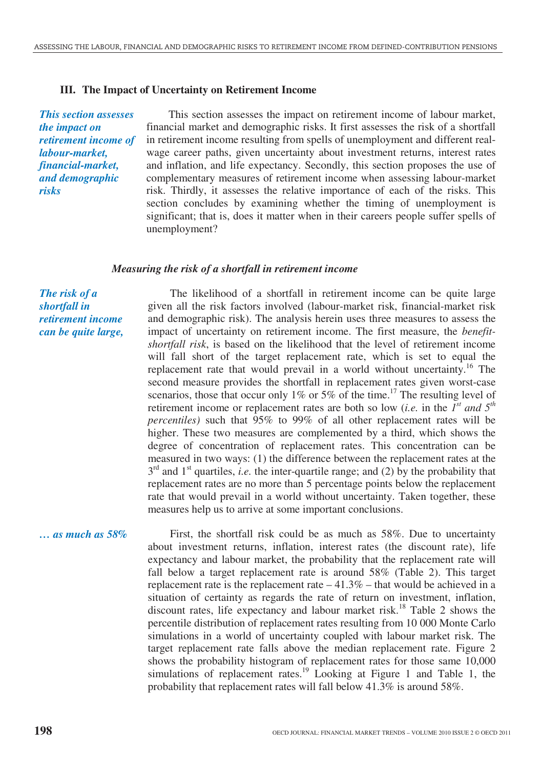## III. The Impact of Uncertainty on Retirement Income

*This section assesses the impact on retirement income of labour-market, financial-market, and demographic risks*

This section assesses the impact on retirement income of labour market, financial market and demographic risks. It first assesses the risk of a shortfall in retirement income resulting from spells of unemployment and different real-wage career paths, given uncertainty about investment returns, interest rates and inflation, and life expectancy. Secondly, this section proposes the use of complementary measures of retirement income when assessing labour-market risk. Thirdly, it assesses the relative importance of each of the risks. This section concludes by examining whether the timing of unemployment is significant; that is, does it matter when in their careers people suffer spells of unemployment?

### *Measuring the risk of a shortfall in retirement income*

*The risk of a shortfall in retirement income can be quite large,*

The likelihood of a shortfall in retirement income can be quite large given all the risk factors involved (labour-market risk, financial-market risk and demographic risk). The analysis herein uses three measures to assess the impact of uncertainty on retirement income. The first measure, the *benefit-shortfall risk*, is based on the likelihood that the level of retirement income will fall short of the target replacement rate, which is set to equal the replacement rate that would prevail in a world without uncertainty.[16] The second measure provides the shortfall in replacement rates given worst-case scenarios, those that occur only 1% or 5% of the time.[17] The resulting level of retirement income or replacement rates are both so low (*i.e.* in the *1st and 5th percentiles)* such that 95% to 99% of all other replacement rates will be higher. These two measures are complemented by a third, which shows the degree of concentration of replacement rates. This concentration can be measured in two ways: (1) the difference between the replacement rates at the 3rd and 1st quartiles, *i.e.* the inter-quartile range; and (2) by the probability that replacement rates are no more than 5 percentage points below the replacement rate that would prevail in a world without uncertainty. Taken together, these measures help us to arrive at some important conclusions.

*… as much as 58%*

First, the shortfall risk could be as much as 58%. Due to uncertainty about investment returns, inflation, interest rates (the discount rate), life expectancy and labour market, the probability that the replacement rate will fall below a target replacement rate is around 58% (Table 2). This target replacement rate is the replacement rate – 41.3% – that would be achieved in a situation of certainty as regards the rate of return on investment, inflation, discount rates, life expectancy and labour market risk.[18] Table 2 shows the percentile distribution of replacement rates resulting from 10 000 Monte Carlo simulations in a world of uncertainty coupled with labour market risk. The target replacement rate falls above the median replacement rate. Figure 2 shows the probability histogram of replacement rates for those same 10,000 simulations of replacement rates.[19] Looking at Figure 1 and Table 1, the probability that replacement rates will fall below 41.3% is around 58%.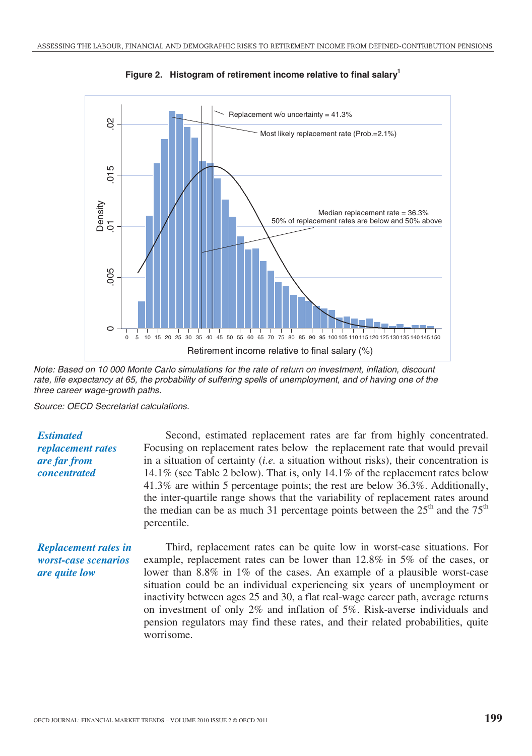**Figure 2. Histogram of retirement income relative to final salary[1]**

Note: Based on 10 000 Monte Carlo simulations for the rate of return on investment, inflation, discount rate, life expectancy at 65, the probability of suffering spells of unemployment, and of having one of the three career wage-growth paths.

Source: OECD Secretariat calculations.

***Estimated replacement rates are far from concentrated***

Second, estimated replacement rates are far from highly concentrated. Focusing on replacement rates below the replacement rate that would prevail in a situation of certainty (*i.e.* a situation without risks), their concentration is 14.1% (see Table 2 below). That is, only 14.1% of the replacement rates below 41.3% are within 5 percentage points; the rest are below 36.3%. Additionally, the inter-quartile range shows that the variability of replacement rates around the median can be as much 31 percentage points between the 25th and the 75th percentile.

***Replacement rates in worst-case scenarios are quite low***

Third, replacement rates can be quite low in worst-case situations. For example, replacement rates can be lower than 12.8% in 5% of the cases, or lower than 8.8% in 1% of the cases. An example of a plausible worst-case situation could be an individual experiencing six years of unemployment or inactivity between ages 25 and 30, a flat real-wage career path, average returns on investment of only 2% and inflation of 5%. Risk-averse individuals and pension regulators may find these rates, and their related probabilities, quite worrisome.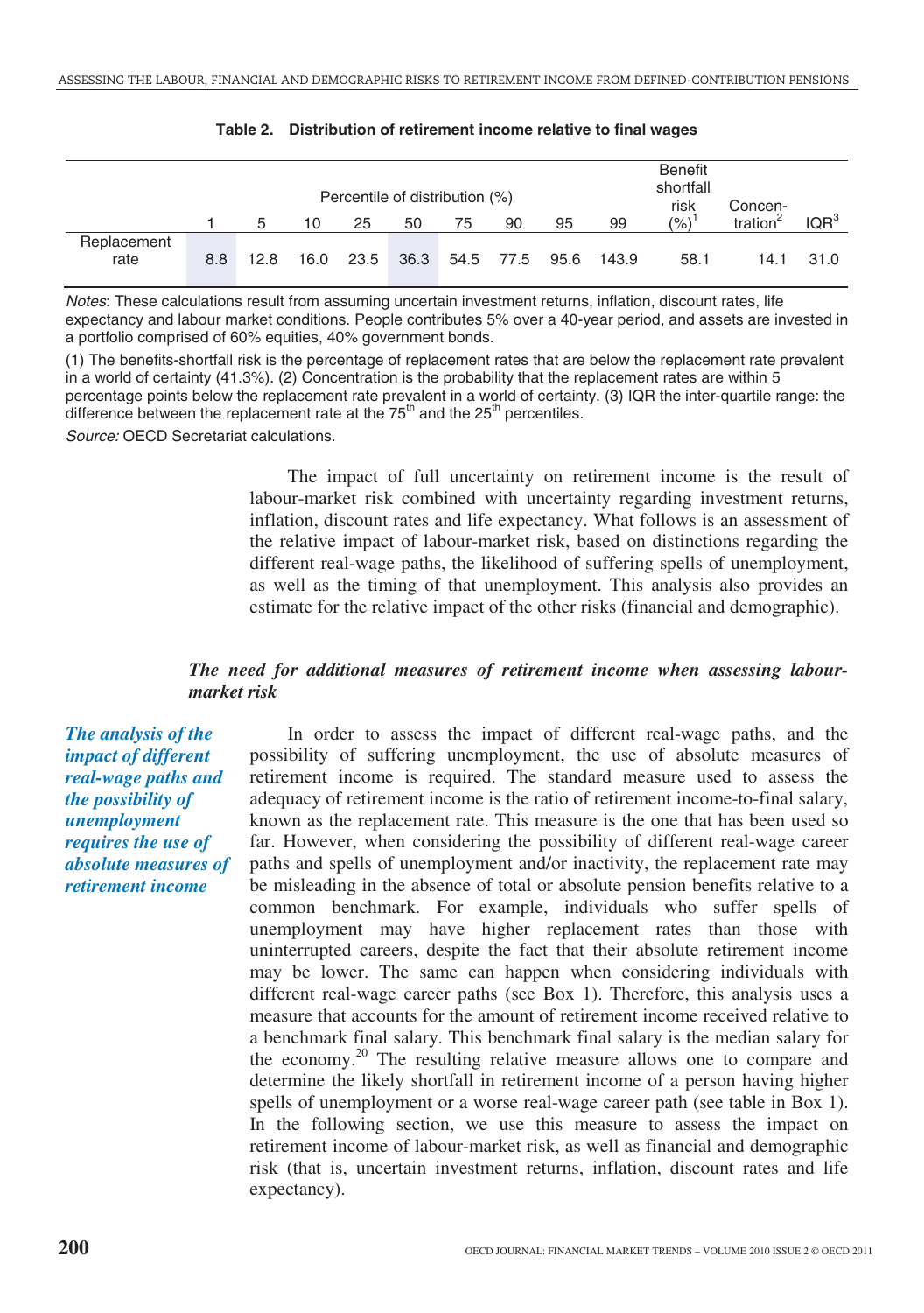**Table 2. Distribution of retirement income relative to final wages**

| | Percentile of distribution (%) | | | | | | | | | Benefit shortfall risk (%)[1] | Concen-tration[2] | IQR[3] |
|---|---|---|---|---|---|---|---|---|---|---|---|---|
| | 1 | 5 | 10 | 25 | 50 | 75 | 90 | 95 | 99 | | | |
| Replacement rate | 8.8 | 12.8 | 16.0 | 23.5 | 36.3 | 54.5 | 77.5 | 95.6 | 143.9 | 58.1 | 14.1 | 31.0 |

*Notes*: These calculations result from assuming uncertain investment returns, inflation, discount rates, life expectancy and labour market conditions. People contributes 5% over a 40-year period, and assets are invested in a portfolio comprised of 60% equities, 40% government bonds.

(1) The benefits-shortfall risk is the percentage of replacement rates that are below the replacement rate prevalent in a world of certainty (41.3%). (2) Concentration is the probability that the replacement rates are within 5 percentage points below the replacement rate prevalent in a world of certainty. (3) IQR the inter-quartile range: the difference between the replacement rate at the 75th and the 25th percentiles.

*Source:* OECD Secretariat calculations.

The impact of full uncertainty on retirement income is the result of labour-market risk combined with uncertainty regarding investment returns, inflation, discount rates and life expectancy. What follows is an assessment of the relative impact of labour-market risk, based on distinctions regarding the different real-wage paths, the likelihood of suffering spells of unemployment, as well as the timing of that unemployment. This analysis also provides an estimate for the relative impact of the other risks (financial and demographic).

### *The need for additional measures of retirement income when assessing labour-market risk*

*The analysis of the impact of different real-wage paths and the possibility of unemployment requires the use of absolute measures of retirement income*

In order to assess the impact of different real-wage paths, and the possibility of suffering unemployment, the use of absolute measures of retirement income is required. The standard measure used to assess the adequacy of retirement income is the ratio of retirement income-to-final salary, known as the replacement rate. This measure is the one that has been used so far. However, when considering the possibility of different real-wage career paths and spells of unemployment and/or inactivity, the replacement rate may be misleading in the absence of total or absolute pension benefits relative to a common benchmark. For example, individuals who suffer spells of unemployment may have higher replacement rates than those with uninterrupted careers, despite the fact that their absolute retirement income may be lower. The same can happen when considering individuals with different real-wage career paths (see Box 1). Therefore, this analysis uses a measure that accounts for the amount of retirement income received relative to a benchmark final salary. This benchmark final salary is the median salary for the economy.[20] The resulting relative measure allows one to compare and determine the likely shortfall in retirement income of a person having higher spells of unemployment or a worse real-wage career path (see table in Box 1). In the following section, we use this measure to assess the impact on retirement income of labour-market risk, as well as financial and demographic risk (that is, uncertain investment returns, inflation, discount rates and life expectancy).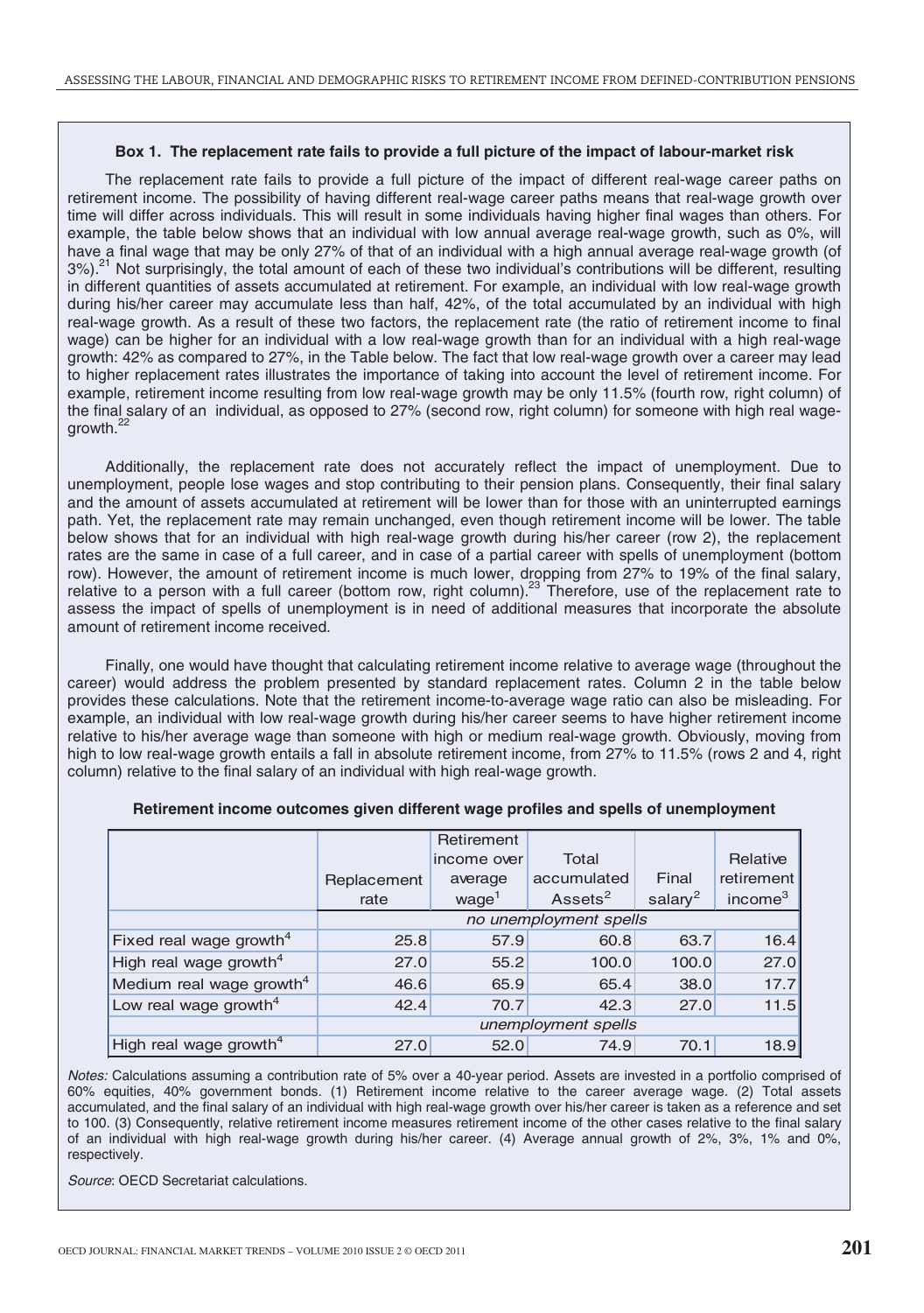### Box 1. The replacement rate fails to provide a full picture of the impact of labour-market risk

The replacement rate fails to provide a full picture of the impact of different real-wage career paths on retirement income. The possibility of having different real-wage career paths means that real-wage growth over time will differ across individuals. This will result in some individuals having higher final wages than others. For example, the table below shows that an individual with low annual average real-wage growth, such as 0%, will have a final wage that may be only 27% of that of an individual with a high annual average real-wage growth (of 3%).[21] Not surprisingly, the total amount of each of these two individual's contributions will be different, resulting in different quantities of assets accumulated at retirement. For example, an individual with low real-wage growth during his/her career may accumulate less than half, 42%, of the total accumulated by an individual with high real-wage growth. As a result of these two factors, the replacement rate (the ratio of retirement income to final wage) can be higher for an individual with a low real-wage growth than for an individual with a high real-wage growth: 42% as compared to 27%, in the Table below. The fact that low real-wage growth over a career may lead to higher replacement rates illustrates the importance of taking into account the level of retirement income. For example, retirement income resulting from low real-wage growth may be only 11.5% (fourth row, right column) of the final salary of an individual, as opposed to 27% (second row, right column) for someone with high real wage-growth.[22]

Additionally, the replacement rate does not accurately reflect the impact of unemployment. Due to unemployment, people lose wages and stop contributing to their pension plans. Consequently, their final salary and the amount of assets accumulated at retirement will be lower than for those with an uninterrupted earnings path. Yet, the replacement rate may remain unchanged, even though retirement income will be lower. The table below shows that for an individual with high real-wage growth during his/her career (row 2), the replacement rates are the same in case of a full career, and in case of a partial career with spells of unemployment (bottom row). However, the amount of retirement income is much lower, dropping from 27% to 19% of the final salary, relative to a person with a full career (bottom row, right column).[23] Therefore, use of the replacement rate to assess the impact of spells of unemployment is in need of additional measures that incorporate the absolute amount of retirement income received.

Finally, one would have thought that calculating retirement income relative to average wage (throughout the career) would address the problem presented by standard replacement rates. Column 2 in the table below provides these calculations. Note that the retirement income-to-average wage ratio can also be misleading. For example, an individual with low real-wage growth during his/her career seems to have higher retirement income relative to his/her average wage than someone with high or medium real-wage growth. Obviously, moving from high to low real-wage growth entails a fall in absolute retirement income, from 27% to 11.5% (rows 2 and 4, right column) relative to the final salary of an individual with high real-wage growth.

**Retirement income outcomes given different wage profiles and spells of unemployment**

| | Replacement rate | Retirement income over average wage[1] | Total accumulated Assets[2] | Final salary[2] | Relative retirement income[3] |
|---|---|---|---|---|---|
| | *no unemployment spells* | | | | |
| Fixed real wage growth[4] | 25.8 | 57.9 | 60.8 | 63.7 | 16.4 |
| High real wage growth[4] | 27.0 | 55.2 | 100.0 | 100.0 | 27.0 |
| Medium real wage growth[4] | 46.6 | 65.9 | 65.4 | 38.0 | 17.7 |
| Low real wage growth[4] | 42.4 | 70.7 | 42.3 | 27.0 | 11.5 |
| | *unemployment spells* | | | | |
| High real wage growth[4] | 27.0 | 52.0 | 74.9 | 70.1 | 18.9 |

*Notes:* Calculations assuming a contribution rate of 5% over a 40-year period. Assets are invested in a portfolio comprised of 60% equities, 40% government bonds. (1) Retirement income relative to the career average wage. (2) Total assets accumulated, and the final salary of an individual with high real-wage growth over his/her career is taken as a reference and set to 100. (3) Consequently, relative retirement income measures retirement income of the other cases relative to the final salary of an individual with high real-wage growth during his/her career. (4) Average annual growth of 2%, 3%, 1% and 0%, respectively.

*Source*: OECD Secretariat calculations.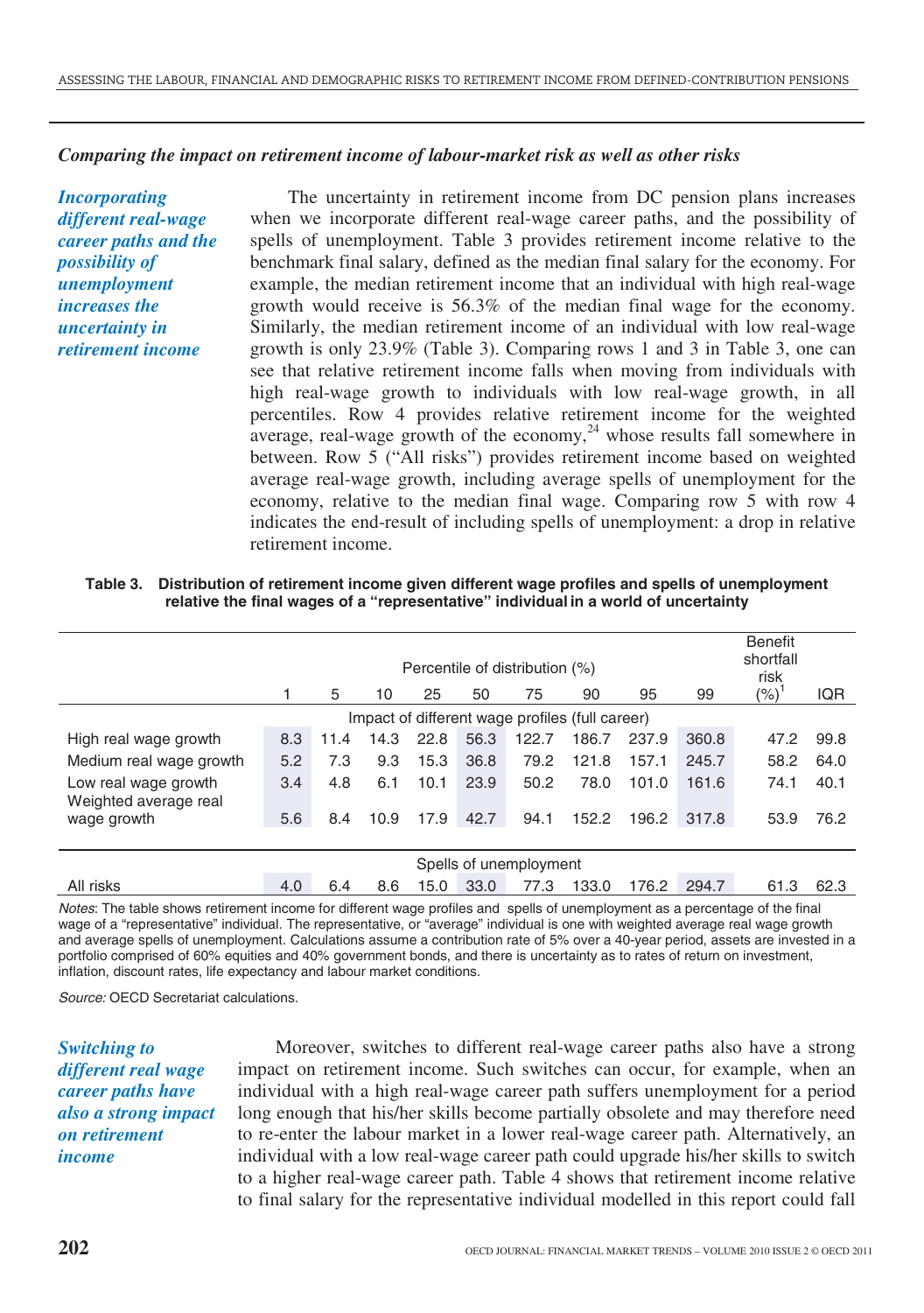### *Comparing the impact on retirement income of labour-market risk as well as other risks*

***Incorporating different real-wage career paths and the possibility of unemployment increases the uncertainty in retirement income***

The uncertainty in retirement income from DC pension plans increases when we incorporate different real-wage career paths, and the possibility of spells of unemployment. Table 3 provides retirement income relative to the benchmark final salary, defined as the median final salary for the economy. For example, the median retirement income that an individual with high real-wage growth would receive is 56.3% of the median final wage for the economy. Similarly, the median retirement income of an individual with low real-wage growth is only 23.9% (Table 3). Comparing rows 1 and 3 in Table 3, one can see that relative retirement income falls when moving from individuals with high real-wage growth to individuals with low real-wage growth, in all percentiles. Row 4 provides relative retirement income for the weighted average, real-wage growth of the economy,[24] whose results fall somewhere in between. Row 5 ("All risks") provides retirement income based on weighted average real-wage growth, including average spells of unemployment for the economy, relative to the median final wage. Comparing row 5 with row 4 indicates the end-result of including spells of unemployment: a drop in relative retirement income.

**Table 3. Distribution of retirement income given different wage profiles and spells of unemployment relative the final wages of a "representative" individual in a world of uncertainty**

| | Percentile of distribution (%) | | | | | | | | | Benefit shortfall risk | |
|---|---|---|---|---|---|---|---|---|---|---|---|
| | 1 | 5 | 10 | 25 | 50 | 75 | 90 | 95 | 99 | (%)[1] | IQR |
| | Impact of different wage profiles (full career) | | | | | | | | | | |
| High real wage growth | 8.3 | 11.4 | 14.3 | 22.8 | 56.3 | 122.7 | 186.7 | 237.9 | 360.8 | 47.2 | 99.8 |
| Medium real wage growth | 5.2 | 7.3 | 9.3 | 15.3 | 36.8 | 79.2 | 121.8 | 157.1 | 245.7 | 58.2 | 64.0 |
| Low real wage growth | 3.4 | 4.8 | 6.1 | 10.1 | 23.9 | 50.2 | 78.0 | 101.0 | 161.6 | 74.1 | 40.1 |
| Weighted average real wage growth | 5.6 | 8.4 | 10.9 | 17.9 | 42.7 | 94.1 | 152.2 | 196.2 | 317.8 | 53.9 | 76.2 |
| | Spells of unemployment | | | | | | | | | | |
| All risks | 4.0 | 6.4 | 8.6 | 15.0 | 33.0 | 77.3 | 133.0 | 176.2 | 294.7 | 61.3 | 62.3 |

*Notes*: The table shows retirement income for different wage profiles and spells of unemployment as a percentage of the final wage of a "representative" individual. The representative, or "average" individual is one with weighted average real wage growth and average spells of unemployment. Calculations assume a contribution rate of 5% over a 40-year period, assets are invested in a portfolio comprised of 60% equities and 40% government bonds, and there is uncertainty as to rates of return on investment, inflation, discount rates, life expectancy and labour market conditions.

*Source:* OECD Secretariat calculations.

***Switching to different real wage career paths have also a strong impact on retirement income***

Moreover, switches to different real-wage career paths also have a strong impact on retirement income. Such switches can occur, for example, when an individual with a high real-wage career path suffers unemployment for a period long enough that his/her skills become partially obsolete and may therefore need to re-enter the labour market in a lower real-wage career path. Alternatively, an individual with a low real-wage career path could upgrade his/her skills to switch to a higher real-wage career path. Table 4 shows that retirement income relative to final salary for the representative individual modelled in this report could fall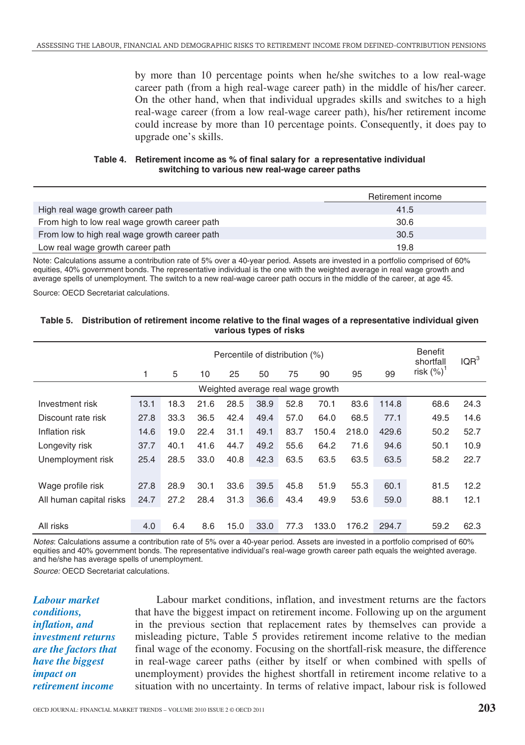by more than 10 percentage points when he/she switches to a low real-wage career path (from a high real-wage career path) in the middle of his/her career. On the other hand, when that individual upgrades skills and switches to a high real-wage career (from a low real-wage career path), his/her retirement income could increase by more than 10 percentage points. Consequently, it does pay to upgrade one's skills.

**Table 4. Retirement income as % of final salary for a representative individual switching to various new real-wage career paths**

| | Retirement income |
|---|---|
| High real wage growth career path | 41.5 |
| From high to low real wage growth career path | 30.6 |
| From low to high real wage growth career path | 30.5 |
| Low real wage growth career path | 19.8 |

Note: Calculations assume a contribution rate of 5% over a 40-year period. Assets are invested in a portfolio comprised of 60% equities, 40% government bonds. The representative individual is the one with the weighted average in real wage growth and average spells of unemployment. The switch to a new real-wage career path occurs in the middle of the career, at age 45.

Source: OECD Secretariat calculations.

**Table 5. Distribution of retirement income relative to the final wages of a representative individual given various types of risks**

| | Percentile of distribution (%) | | | | | | | | | Benefit shortfall risk (%)[1] | IQR[3] |
|---|---|---|---|---|---|---|---|---|---|---|---|
| | 1 | 5 | 10 | 25 | 50 | 75 | 90 | 95 | 99 | | |
| | Weighted average real wage growth | | | | | | | | | | |
| Investment risk | 13.1 | 18.3 | 21.6 | 28.5 | 38.9 | 52.8 | 70.1 | 83.6 | 114.8 | 68.6 | 24.3 |
| Discount rate risk | 27.8 | 33.3 | 36.5 | 42.4 | 49.4 | 57.0 | 64.0 | 68.5 | 77.1 | 49.5 | 14.6 |
| Inflation risk | 14.6 | 19.0 | 22.4 | 31.1 | 49.1 | 83.7 | 150.4 | 218.0 | 429.6 | 50.2 | 52.7 |
| Longevity risk | 37.7 | 40.1 | 41.6 | 44.7 | 49.2 | 55.6 | 64.2 | 71.6 | 94.6 | 50.1 | 10.9 |
| Unemployment risk | 25.4 | 28.5 | 33.0 | 40.8 | 42.3 | 63.5 | 63.5 | 63.5 | 63.5 | 58.2 | 22.7 |
| Wage profile risk | 27.8 | 28.9 | 30.1 | 33.6 | 39.5 | 45.8 | 51.9 | 55.3 | 60.1 | 81.5 | 12.2 |
| All human capital risks | 24.7 | 27.2 | 28.4 | 31.3 | 36.6 | 43.4 | 49.9 | 53.6 | 59.0 | 88.1 | 12.1 |
| All risks | 4.0 | 6.4 | 8.6 | 15.0 | 33.0 | 77.3 | 133.0 | 176.2 | 294.7 | 59.2 | 62.3 |

*Notes*: Calculations assume a contribution rate of 5% over a 40-year period. Assets are invested in a portfolio comprised of 60% equities and 40% government bonds. The representative individual's real-wage growth career path equals the weighted average. and he/she has average spells of unemployment.

*Source:* OECD Secretariat calculations.

***Labour market conditions, inflation, and investment returns are the factors that have the biggest impact on retirement income***

Labour market conditions, inflation, and investment returns are the factors that have the biggest impact on retirement income. Following up on the argument in the previous section that replacement rates by themselves can provide a misleading picture, Table 5 provides retirement income relative to the median final wage of the economy. Focusing on the shortfall-risk measure, the difference in real-wage career paths (either by itself or when combined with spells of unemployment) provides the highest shortfall in retirement income relative to a situation with no uncertainty. In terms of relative impact, labour risk is followed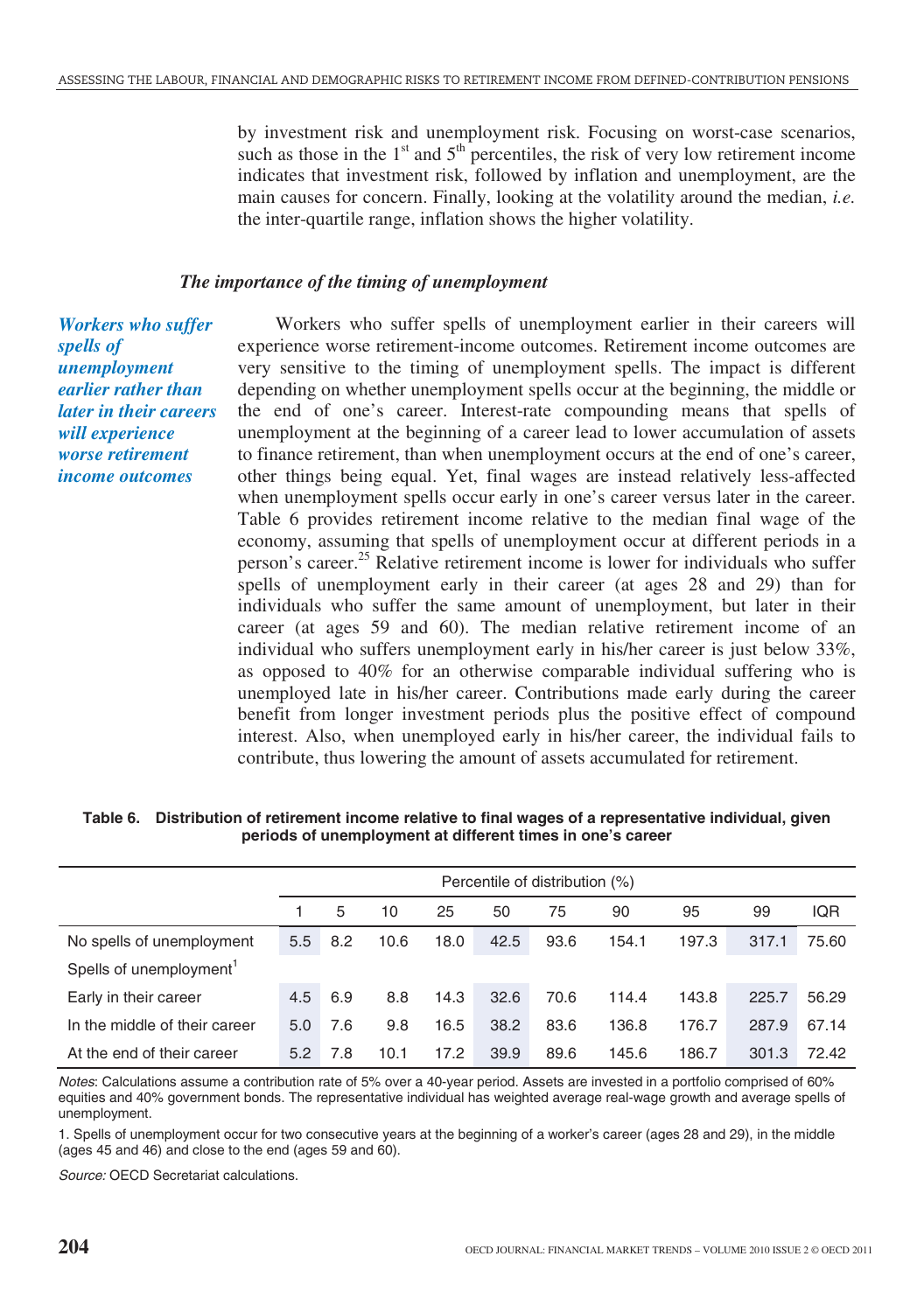by investment risk and unemployment risk. Focusing on worst-case scenarios, such as those in the 1st and 5th percentiles, the risk of very low retirement income indicates that investment risk, followed by inflation and unemployment, are the main causes for concern. Finally, looking at the volatility around the median, *i.e.* the inter-quartile range, inflation shows the higher volatility.

### *The importance of the timing of unemployment*

***Workers who suffer spells of unemployment earlier rather than later in their careers will experience worse retirement income outcomes***

Workers who suffer spells of unemployment earlier in their careers will experience worse retirement-income outcomes. Retirement income outcomes are very sensitive to the timing of unemployment spells. The impact is different depending on whether unemployment spells occur at the beginning, the middle or the end of one's career. Interest-rate compounding means that spells of unemployment at the beginning of a career lead to lower accumulation of assets to finance retirement, than when unemployment occurs at the end of one's career, other things being equal. Yet, final wages are instead relatively less-affected when unemployment spells occur early in one's career versus later in the career. Table 6 provides retirement income relative to the median final wage of the economy, assuming that spells of unemployment occur at different periods in a person's career.[25] Relative retirement income is lower for individuals who suffer spells of unemployment early in their career (at ages 28 and 29) than for individuals who suffer the same amount of unemployment, but later in their career (at ages 59 and 60). The median relative retirement income of an individual who suffers unemployment early in his/her career is just below 33%, as opposed to 40% for an otherwise comparable individual suffering who is unemployed late in his/her career. Contributions made early during the career benefit from longer investment periods plus the positive effect of compound interest. Also, when unemployed early in his/her career, the individual fails to contribute, thus lowering the amount of assets accumulated for retirement.

**Table 6. Distribution of retirement income relative to final wages of a representative individual, given periods of unemployment at different times in one's career**

| | Percentile of distribution (%) | | | | | | | | | |
|---|---|---|---|---|---|---|---|---|---|---|
| | 1 | 5 | 10 | 25 | 50 | 75 | 90 | 95 | 99 | IQR |
| No spells of unemployment | 5.5 | 8.2 | 10.6 | 18.0 | 42.5 | 93.6 | 154.1 | 197.3 | 317.1 | 75.60 |
| Spells of unemployment[1] | | | | | | | | | | |
| Early in their career | 4.5 | 6.9 | 8.8 | 14.3 | 32.6 | 70.6 | 114.4 | 143.8 | 225.7 | 56.29 |
| In the middle of their career | 5.0 | 7.6 | 9.8 | 16.5 | 38.2 | 83.6 | 136.8 | 176.7 | 287.9 | 67.14 |
| At the end of their career | 5.2 | 7.8 | 10.1 | 17.2 | 39.9 | 89.6 | 145.6 | 186.7 | 301.3 | 72.42 |

*Notes*: Calculations assume a contribution rate of 5% over a 40-year period. Assets are invested in a portfolio comprised of 60% equities and 40% government bonds. The representative individual has weighted average real-wage growth and average spells of unemployment.

1. Spells of unemployment occur for two consecutive years at the beginning of a worker's career (ages 28 and 29), in the middle (ages 45 and 46) and close to the end (ages 59 and 60).

*Source:* OECD Secretariat calculations.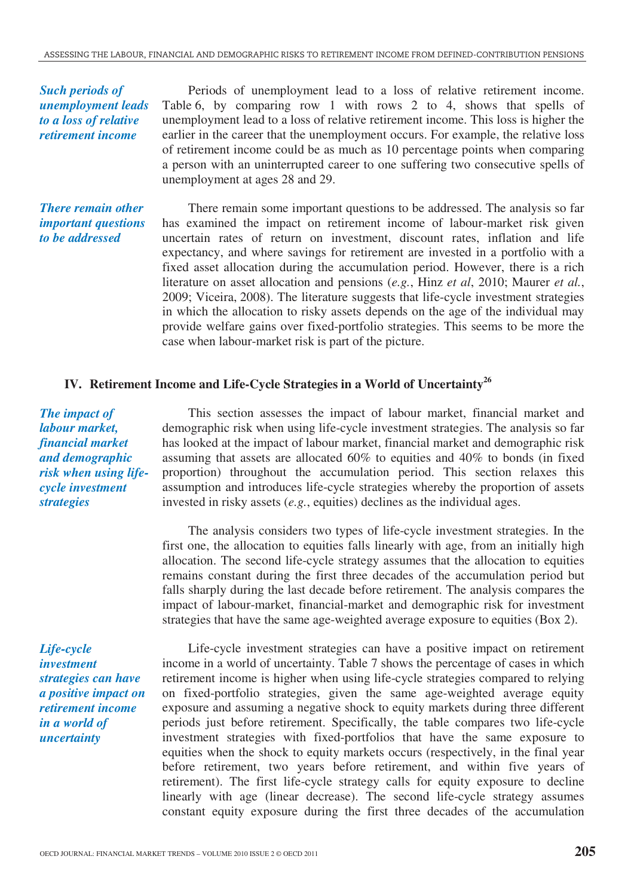*Such periods of unemployment leads to a loss of relative retirement income*

Periods of unemployment lead to a loss of relative retirement income. Table 6, by comparing row 1 with rows 2 to 4, shows that spells of unemployment lead to a loss of relative retirement income. This loss is higher the earlier in the career that the unemployment occurs. For example, the relative loss of retirement income could be as much as 10 percentage points when comparing a person with an uninterrupted career to one suffering two consecutive spells of unemployment at ages 28 and 29.

*There remain other important questions to be addressed*

There remain some important questions to be addressed. The analysis so far has examined the impact on retirement income of labour-market risk given uncertain rates of return on investment, discount rates, inflation and life expectancy, and where savings for retirement are invested in a portfolio with a fixed asset allocation during the accumulation period. However, there is a rich literature on asset allocation and pensions (*e.g.*, Hinz *et al*, 2010; Maurer *et al.*, 2009; Viceira, 2008). The literature suggests that life-cycle investment strategies in which the allocation to risky assets depends on the age of the individual may provide welfare gains over fixed-portfolio strategies. This seems to be more the case when labour-market risk is part of the picture.

## IV. Retirement Income and Life-Cycle Strategies in a World of Uncertainty[26]

*The impact of labour market, financial market and demographic risk when using life-cycle investment strategies*

This section assesses the impact of labour market, financial market and demographic risk when using life-cycle investment strategies. The analysis so far has looked at the impact of labour market, financial market and demographic risk assuming that assets are allocated 60% to equities and 40% to bonds (in fixed proportion) throughout the accumulation period. This section relaxes this assumption and introduces life-cycle strategies whereby the proportion of assets invested in risky assets (*e.g.*, equities) declines as the individual ages.

The analysis considers two types of life-cycle investment strategies. In the first one, the allocation to equities falls linearly with age, from an initially high allocation. The second life-cycle strategy assumes that the allocation to equities remains constant during the first three decades of the accumulation period but falls sharply during the last decade before retirement. The analysis compares the impact of labour-market, financial-market and demographic risk for investment strategies that have the same age-weighted average exposure to equities (Box 2).

*Life-cycle investment strategies can have a positive impact on retirement income in a world of uncertainty*

Life-cycle investment strategies can have a positive impact on retirement income in a world of uncertainty. Table 7 shows the percentage of cases in which retirement income is higher when using life-cycle strategies compared to relying on fixed-portfolio strategies, given the same age-weighted average equity exposure and assuming a negative shock to equity markets during three different periods just before retirement. Specifically, the table compares two life-cycle investment strategies with fixed-portfolios that have the same exposure to equities when the shock to equity markets occurs (respectively, in the final year before retirement, two years before retirement, and within five years of retirement). The first life-cycle strategy calls for equity exposure to decline linearly with age (linear decrease). The second life-cycle strategy assumes constant equity exposure during the first three decades of the accumulation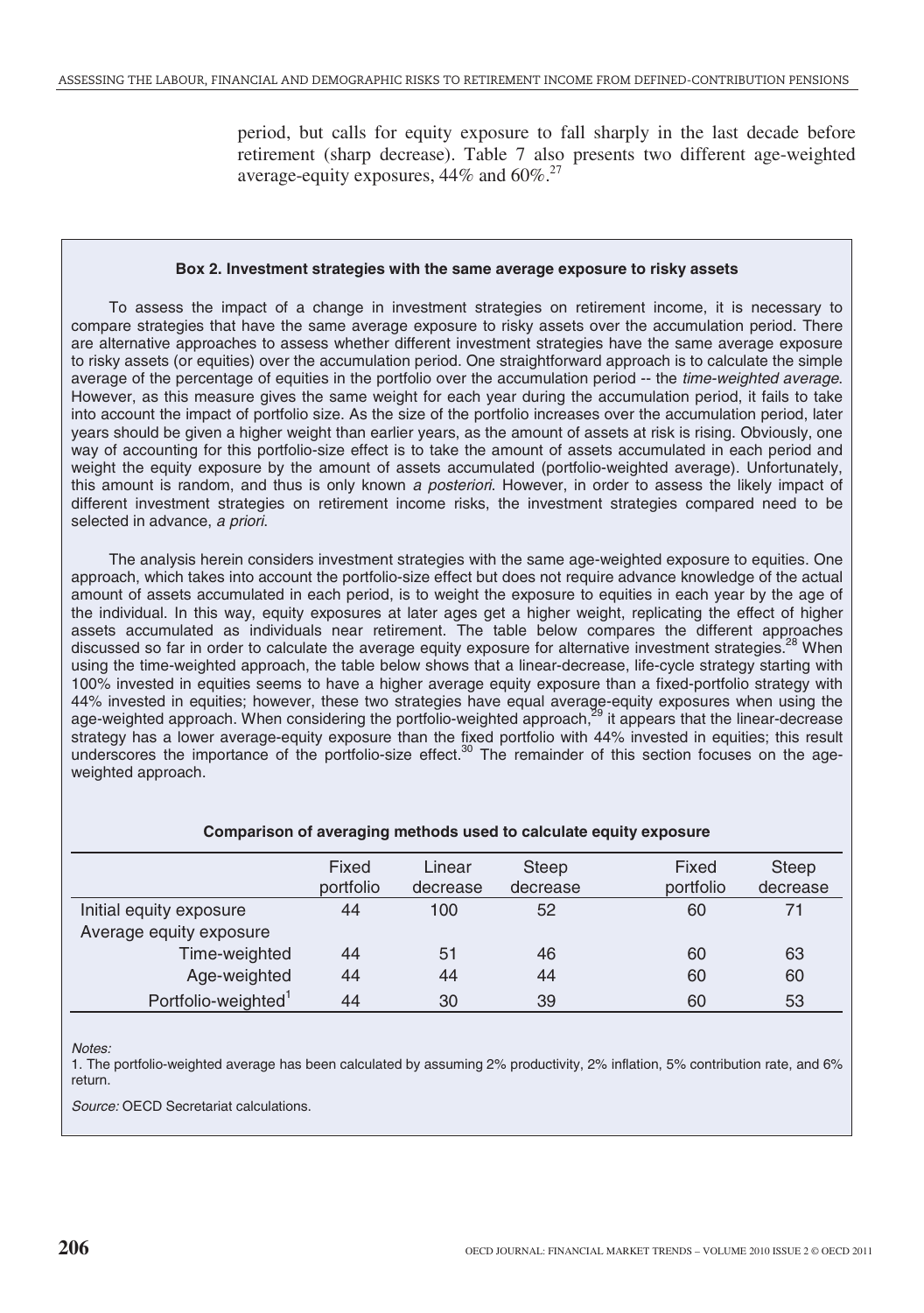period, but calls for equity exposure to fall sharply in the last decade before retirement (sharp decrease). Table 7 also presents two different age-weighted average-equity exposures, 44% and 60%.[27]

**Box 2. Investment strategies with the same average exposure to risky assets**

To assess the impact of a change in investment strategies on retirement income, it is necessary to compare strategies that have the same average exposure to risky assets over the accumulation period. There are alternative approaches to assess whether different investment strategies have the same average exposure to risky assets (or equities) over the accumulation period. One straightforward approach is to calculate the simple average of the percentage of equities in the portfolio over the accumulation period -- the *time-weighted average*. However, as this measure gives the same weight for each year during the accumulation period, it fails to take into account the impact of portfolio size. As the size of the portfolio increases over the accumulation period, later years should be given a higher weight than earlier years, as the amount of assets at risk is rising. Obviously, one way of accounting for this portfolio-size effect is to take the amount of assets accumulated in each period and weight the equity exposure by the amount of assets accumulated (portfolio-weighted average). Unfortunately, this amount is random, and thus is only known *a posteriori*. However, in order to assess the likely impact of different investment strategies on retirement income risks, the investment strategies compared need to be selected in advance, *a priori*.

The analysis herein considers investment strategies with the same age-weighted exposure to equities. One approach, which takes into account the portfolio-size effect but does not require advance knowledge of the actual amount of assets accumulated in each period, is to weight the exposure to equities in each year by the age of the individual. In this way, equity exposures at later ages get a higher weight, replicating the effect of higher assets accumulated as individuals near retirement. The table below compares the different approaches discussed so far in order to calculate the average equity exposure for alternative investment strategies.[28] When using the time-weighted approach, the table below shows that a linear-decrease, life-cycle strategy starting with 100% invested in equities seems to have a higher average equity exposure than a fixed-portfolio strategy with 44% invested in equities; however, these two strategies have equal average-equity exposures when using the age-weighted approach. When considering the portfolio-weighted approach,[29] it appears that the linear-decrease strategy has a lower average-equity exposure than the fixed portfolio with 44% invested in equities; this result underscores the importance of the portfolio-size effect.[30] The remainder of this section focuses on the age-weighted approach.

**Comparison of averaging methods used to calculate equity exposure**

| | Fixed portfolio | Linear decrease | Steep decrease | Fixed portfolio | Steep decrease |
|---|---|---|---|---|---|
| Initial equity exposure | 44 | 100 | 52 | 60 | 71 |
| Average equity exposure | | | | | |
| Time-weighted | 44 | 51 | 46 | 60 | 63 |
| Age-weighted | 44 | 44 | 44 | 60 | 60 |
| Portfolio-weighted[1] | 44 | 30 | 39 | 60 | 53 |

*Notes:*

1. The portfolio-weighted average has been calculated by assuming 2% productivity, 2% inflation, 5% contribution rate, and 6% return.

*Source:* OECD Secretariat calculations.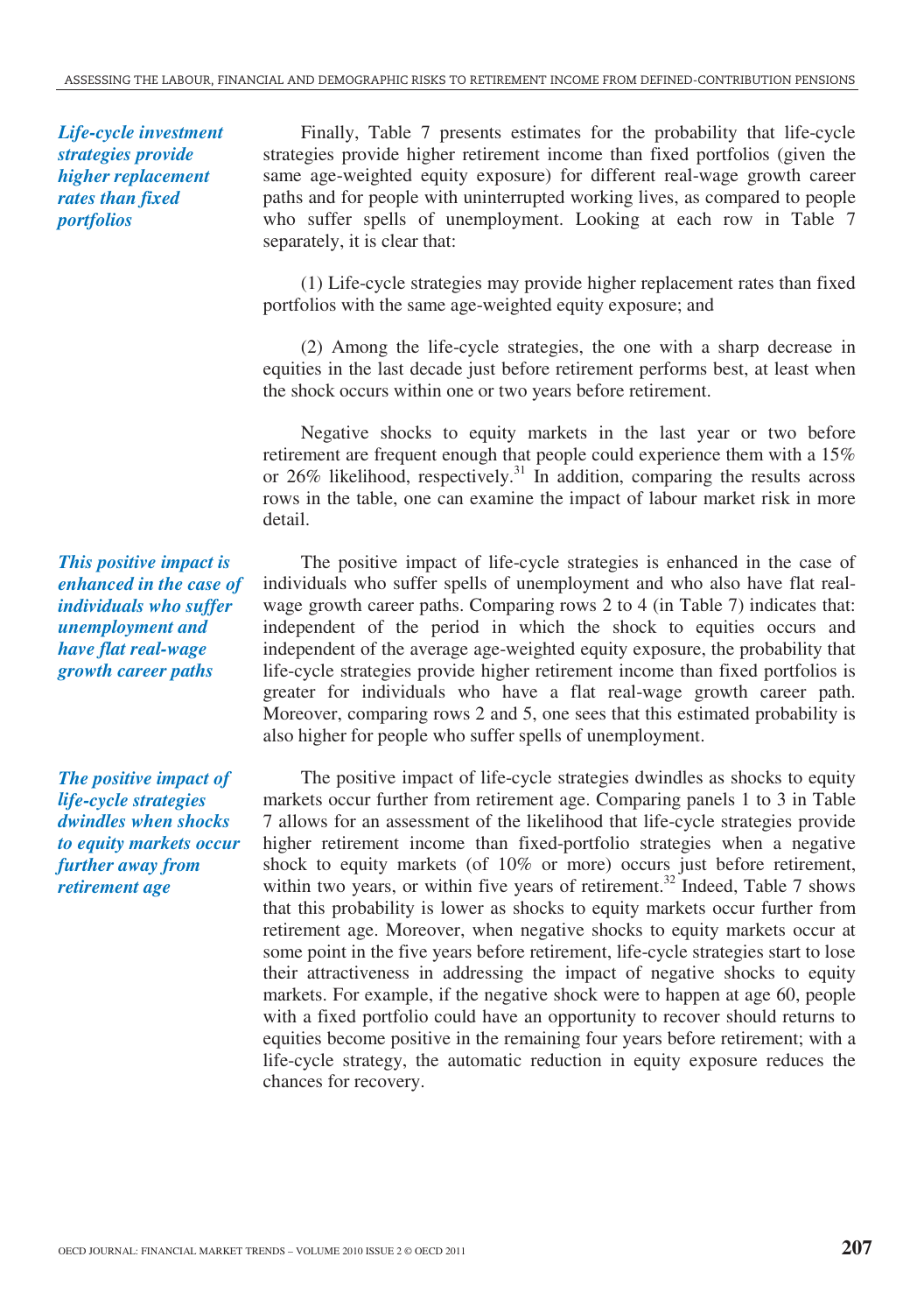*Life-cycle investment strategies provide higher replacement rates than fixed portfolios*

Finally, Table 7 presents estimates for the probability that life-cycle strategies provide higher retirement income than fixed portfolios (given the same age-weighted equity exposure) for different real-wage growth career paths and for people with uninterrupted working lives, as compared to people who suffer spells of unemployment. Looking at each row in Table 7 separately, it is clear that:

(1) Life-cycle strategies may provide higher replacement rates than fixed portfolios with the same age-weighted equity exposure; and

(2) Among the life-cycle strategies, the one with a sharp decrease in equities in the last decade just before retirement performs best, at least when the shock occurs within one or two years before retirement.

Negative shocks to equity markets in the last year or two before retirement are frequent enough that people could experience them with a 15% or 26% likelihood, respectively.[31] In addition, comparing the results across rows in the table, one can examine the impact of labour market risk in more detail.

*This positive impact is enhanced in the case of individuals who suffer unemployment and have flat real-wage growth career paths*

The positive impact of life-cycle strategies is enhanced in the case of individuals who suffer spells of unemployment and who also have flat real-wage growth career paths. Comparing rows 2 to 4 (in Table 7) indicates that: independent of the period in which the shock to equities occurs and independent of the average age-weighted equity exposure, the probability that life-cycle strategies provide higher retirement income than fixed portfolios is greater for individuals who have a flat real-wage growth career path. Moreover, comparing rows 2 and 5, one sees that this estimated probability is also higher for people who suffer spells of unemployment.

*The positive impact of life-cycle strategies dwindles when shocks to equity markets occur further away from retirement age*

The positive impact of life-cycle strategies dwindles as shocks to equity markets occur further from retirement age. Comparing panels 1 to 3 in Table 7 allows for an assessment of the likelihood that life-cycle strategies provide higher retirement income than fixed-portfolio strategies when a negative shock to equity markets (of 10% or more) occurs just before retirement, within two years, or within five years of retirement.[32] Indeed, Table 7 shows that this probability is lower as shocks to equity markets occur further from retirement age. Moreover, when negative shocks to equity markets occur at some point in the five years before retirement, life-cycle strategies start to lose their attractiveness in addressing the impact of negative shocks to equity markets. For example, if the negative shock were to happen at age 60, people with a fixed portfolio could have an opportunity to recover should returns to equities become positive in the remaining four years before retirement; with a life-cycle strategy, the automatic reduction in equity exposure reduces the chances for recovery.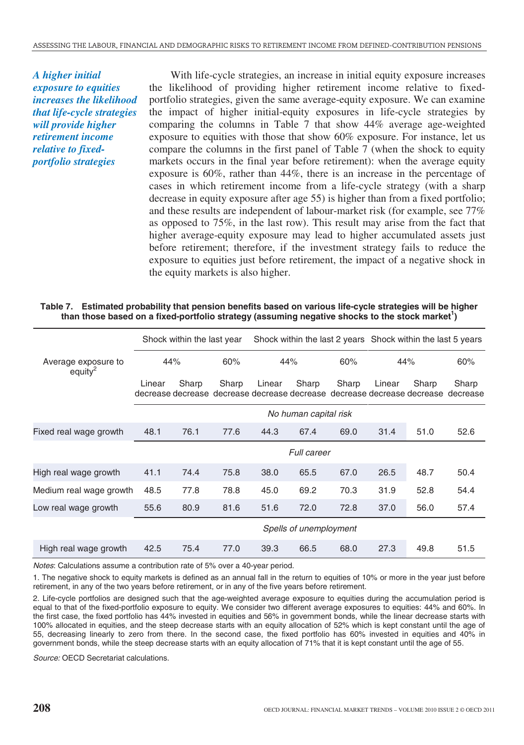*A higher initial exposure to equities increases the likelihood that life-cycle strategies will provide higher retirement income relative to fixed-portfolio strategies*

With life-cycle strategies, an increase in initial equity exposure increases the likelihood of providing higher retirement income relative to fixed-portfolio strategies, given the same average-equity exposure. We can examine the impact of higher initial-equity exposures in life-cycle strategies by comparing the columns in Table 7 that show 44% average age-weighted exposure to equities with those that show 60% exposure. For instance, let us compare the columns in the first panel of Table 7 (when the shock to equity markets occurs in the final year before retirement): when the average equity exposure is 60%, rather than 44%, there is an increase in the percentage of cases in which retirement income from a life-cycle strategy (with a sharp decrease in equity exposure after age 55) is higher than from a fixed portfolio; and these results are independent of labour-market risk (for example, see 77% as opposed to 75%, in the last row). This result may arise from the fact that higher average-equity exposure may lead to higher accumulated assets just before retirement; therefore, if the investment strategy fails to reduce the exposure to equities just before retirement, the impact of a negative shock in the equity markets is also higher.

**Table 7. Estimated probability that pension benefits based on various life-cycle strategies will be higher than those based on a fixed-portfolio strategy (assuming negative shocks to the stock market[1])**

| | Shock within the last year | | | Shock within the last 2 years | | | Shock within the last 5 years | | |
|---|---|---|---|---|---|---|---|---|---|
| Average exposure to equity[2] | 44% | | 60% | 44% | | 60% | 44% | | 60% |
| | Linear decrease | Sharp decrease | Sharp decrease | Linear decrease | Sharp decrease | Sharp decrease | Linear decrease | Sharp decrease | Sharp decrease |
| | *No human capital risk* | | | | | | | | |
| Fixed real wage growth | 48.1 | 76.1 | 77.6 | 44.3 | 67.4 | 69.0 | 31.4 | 51.0 | 52.6 |
| | *Full career* | | | | | | | | |
| High real wage growth | 41.1 | 74.4 | 75.8 | 38.0 | 65.5 | 67.0 | 26.5 | 48.7 | 50.4 |
| Medium real wage growth | 48.5 | 77.8 | 78.8 | 45.0 | 69.2 | 70.3 | 31.9 | 52.8 | 54.4 |
| Low real wage growth | 55.6 | 80.9 | 81.6 | 51.6 | 72.0 | 72.8 | 37.0 | 56.0 | 57.4 |
| | *Spells of unemployment* | | | | | | | | |
| High real wage growth | 42.5 | 75.4 | 77.0 | 39.3 | 66.5 | 68.0 | 27.3 | 49.8 | 51.5 |

*Notes*: Calculations assume a contribution rate of 5% over a 40-year period.

1. The negative shock to equity markets is defined as an annual fall in the return to equities of 10% or more in the year just before retirement, in any of the two years before retirement, or in any of the five years before retirement.

2. Life-cycle portfolios are designed such that the age-weighted average exposure to equities during the accumulation period is equal to that of the fixed-portfolio exposure to equity. We consider two different average exposures to equities: 44% and 60%. In the first case, the fixed portfolio has 44% invested in equities and 56% in government bonds, while the linear decrease starts with 100% allocated in equities, and the steep decrease starts with an equity allocation of 52% which is kept constant until the age of 55, decreasing linearly to zero from there. In the second case, the fixed portfolio has 60% invested in equities and 40% in government bonds, while the steep decrease starts with an equity allocation of 71% that it is kept constant until the age of 55.

*Source:* OECD Secretariat calculations.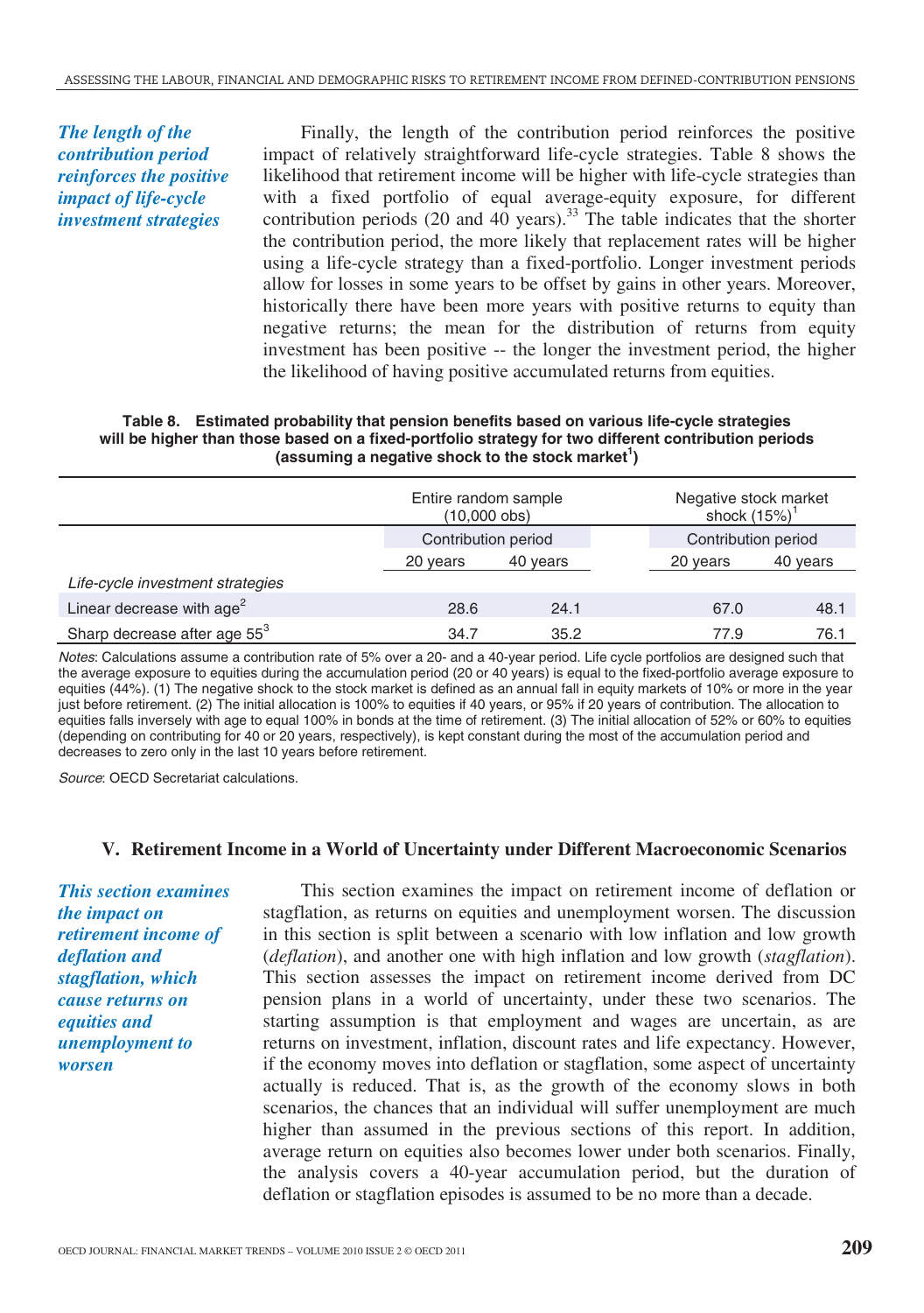*The length of the contribution period reinforces the positive impact of life-cycle investment strategies*

Finally, the length of the contribution period reinforces the positive impact of relatively straightforward life-cycle strategies. Table 8 shows the likelihood that retirement income will be higher with life-cycle strategies than with a fixed portfolio of equal average-equity exposure, for different contribution periods (20 and 40 years).[33] The table indicates that the shorter the contribution period, the more likely that replacement rates will be higher using a life-cycle strategy than a fixed-portfolio. Longer investment periods allow for losses in some years to be offset by gains in other years. Moreover, historically there have been more years with positive returns to equity than negative returns; the mean for the distribution of returns from equity investment has been positive -- the longer the investment period, the higher the likelihood of having positive accumulated returns from equities.

**Table 8. Estimated probability that pension benefits based on various life-cycle strategies will be higher than those based on a fixed-portfolio strategy for two different contribution periods (assuming a negative shock to the stock market[1])**

| | Entire random sample (10,000 obs) | | Negative stock market shock (15%)[1] | |
|---|---|---|---|---|
| | Contribution period | | Contribution period | |
| | 20 years | 40 years | 20 years | 40 years |
| *Life-cycle investment strategies* | | | | |
| Linear decrease with age[2] | 28.6 | 24.1 | 67.0 | 48.1 |
| Sharp decrease after age 55[3] | 34.7 | 35.2 | 77.9 | 76.1 |

*Notes*: Calculations assume a contribution rate of 5% over a 20- and a 40-year period. Life cycle portfolios are designed such that the average exposure to equities during the accumulation period (20 or 40 years) is equal to the fixed-portfolio average exposure to equities (44%). (1) The negative shock to the stock market is defined as an annual fall in equity markets of 10% or more in the year just before retirement. (2) The initial allocation is 100% to equities if 40 years, or 95% if 20 years of contribution. The allocation to equities falls inversely with age to equal 100% in bonds at the time of retirement. (3) The initial allocation of 52% or 60% to equities (depending on contributing for 40 or 20 years, respectively), is kept constant during the most of the accumulation period and decreases to zero only in the last 10 years before retirement.

*Source*: OECD Secretariat calculations.

## V. Retirement Income in a World of Uncertainty under Different Macroeconomic Scenarios

*This section examines the impact on retirement income of deflation and stagflation, which cause returns on equities and unemployment to worsen*

This section examines the impact on retirement income of deflation or stagflation, as returns on equities and unemployment worsen. The discussion in this section is split between a scenario with low inflation and low growth (*deflation*), and another one with high inflation and low growth (*stagflation*). This section assesses the impact on retirement income derived from DC pension plans in a world of uncertainty, under these two scenarios. The starting assumption is that employment and wages are uncertain, as are returns on investment, inflation, discount rates and life expectancy. However, if the economy moves into deflation or stagflation, some aspect of uncertainty actually is reduced. That is, as the growth of the economy slows in both scenarios, the chances that an individual will suffer unemployment are much higher than assumed in the previous sections of this report. In addition, average return on equities also becomes lower under both scenarios. Finally, the analysis covers a 40-year accumulation period, but the duration of deflation or stagflation episodes is assumed to be no more than a decade.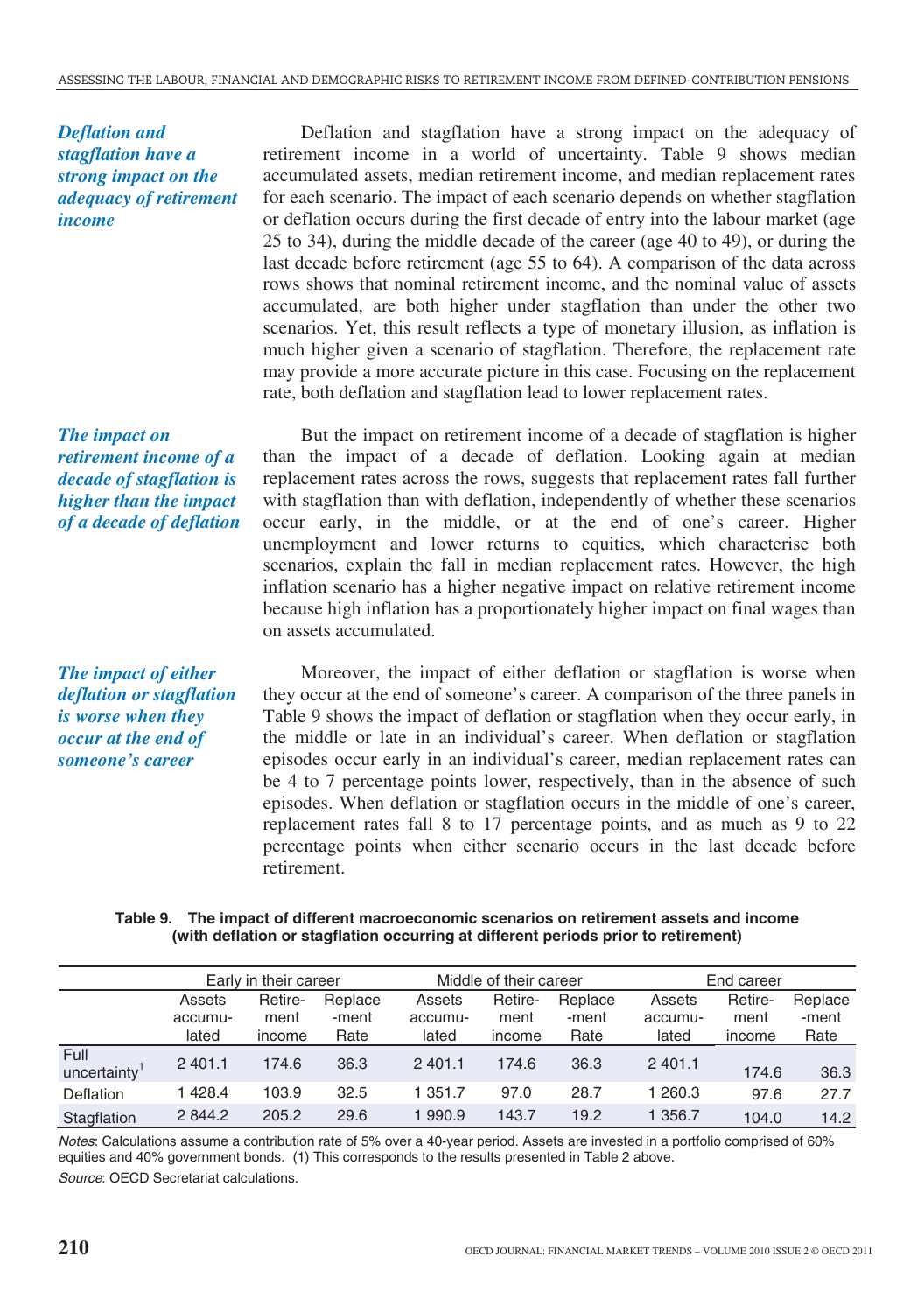*Deflation and stagflation have a strong impact on the adequacy of retirement income*

Deflation and stagflation have a strong impact on the adequacy of retirement income in a world of uncertainty. Table 9 shows median accumulated assets, median retirement income, and median replacement rates for each scenario. The impact of each scenario depends on whether stagflation or deflation occurs during the first decade of entry into the labour market (age 25 to 34), during the middle decade of the career (age 40 to 49), or during the last decade before retirement (age 55 to 64). A comparison of the data across rows shows that nominal retirement income, and the nominal value of assets accumulated, are both higher under stagflation than under the other two scenarios. Yet, this result reflects a type of monetary illusion, as inflation is much higher given a scenario of stagflation. Therefore, the replacement rate may provide a more accurate picture in this case. Focusing on the replacement rate, both deflation and stagflation lead to lower replacement rates.

*The impact on retirement income of a decade of stagflation is higher than the impact of a decade of deflation*

But the impact on retirement income of a decade of stagflation is higher than the impact of a decade of deflation. Looking again at median replacement rates across the rows, suggests that replacement rates fall further with stagflation than with deflation, independently of whether these scenarios occur early, in the middle, or at the end of one's career. Higher unemployment and lower returns to equities, which characterise both scenarios, explain the fall in median replacement rates. However, the high inflation scenario has a higher negative impact on relative retirement income because high inflation has a proportionately higher impact on final wages than on assets accumulated.

*The impact of either deflation or stagflation is worse when they occur at the end of someone's career*

Moreover, the impact of either deflation or stagflation is worse when they occur at the end of someone's career. A comparison of the three panels in Table 9 shows the impact of deflation or stagflation when they occur early, in the middle or late in an individual's career. When deflation or stagflation episodes occur early in an individual's career, median replacement rates can be 4 to 7 percentage points lower, respectively, than in the absence of such episodes. When deflation or stagflation occurs in the middle of one's career, replacement rates fall 8 to 17 percentage points, and as much as 9 to 22 percentage points when either scenario occurs in the last decade before retirement.

**Table 9. The impact of different macroeconomic scenarios on retirement assets and income (with deflation or stagflation occurring at different periods prior to retirement)**

| | Early in their career | | | Middle of their career | | | End career | | |
|---|---|---|---|---|---|---|---|---|---|
| | Assets accumulated | Retirement income | Replacement Rate | Assets accumulated | Retirement income | Replacement Rate | Assets accumulated | Retirement income | Replacement Rate |
| Full uncertainty[1] | 2 401.1 | 174.6 | 36.3 | 2 401.1 | 174.6 | 36.3 | 2 401.1 | 174.6 | 36.3 |
| Deflation | 1 428.4 | 103.9 | 32.5 | 1 351.7 | 97.0 | 28.7 | 1 260.3 | 97.6 | 27.7 |
| Stagflation | 2 844.2 | 205.2 | 29.6 | 1 990.9 | 143.7 | 19.2 | 1 356.7 | 104.0 | 14.2 |

*Notes*: Calculations assume a contribution rate of 5% over a 40-year period. Assets are invested in a portfolio comprised of 60% equities and 40% government bonds. (1) This corresponds to the results presented in Table 2 above.

*Source*: OECD Secretariat calculations.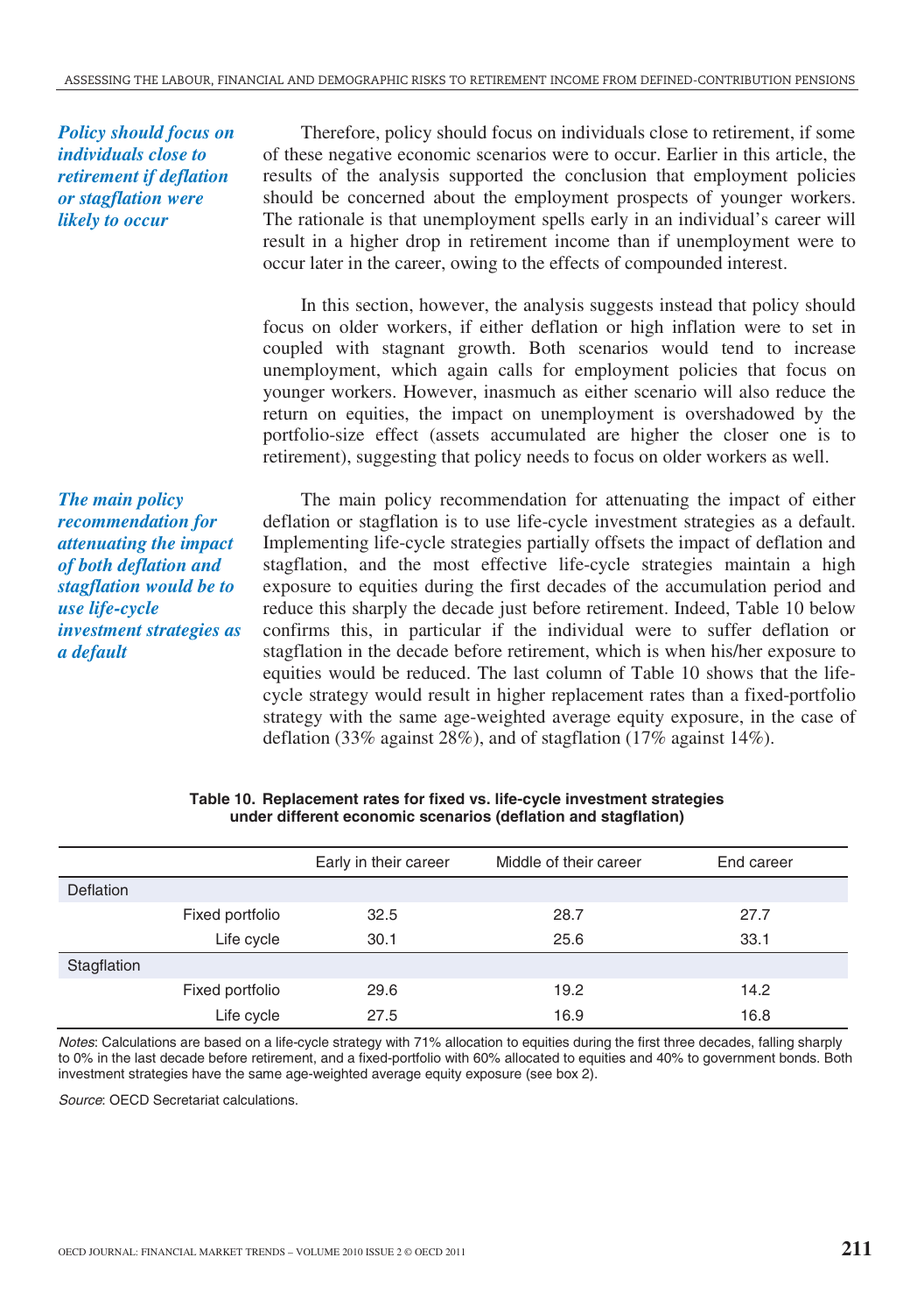*Policy should focus on individuals close to retirement if deflation or stagflation were likely to occur*

Therefore, policy should focus on individuals close to retirement, if some of these negative economic scenarios were to occur. Earlier in this article, the results of the analysis supported the conclusion that employment policies should be concerned about the employment prospects of younger workers. The rationale is that unemployment spells early in an individual's career will result in a higher drop in retirement income than if unemployment were to occur later in the career, owing to the effects of compounded interest.

In this section, however, the analysis suggests instead that policy should focus on older workers, if either deflation or high inflation were to set in coupled with stagnant growth. Both scenarios would tend to increase unemployment, which again calls for employment policies that focus on younger workers. However, inasmuch as either scenario will also reduce the return on equities, the impact on unemployment is overshadowed by the portfolio-size effect (assets accumulated are higher the closer one is to retirement), suggesting that policy needs to focus on older workers as well.

*The main policy recommendation for attenuating the impact of both deflation and stagflation would be to use life-cycle investment strategies as a default*

The main policy recommendation for attenuating the impact of either deflation or stagflation is to use life-cycle investment strategies as a default. Implementing life-cycle strategies partially offsets the impact of deflation and stagflation, and the most effective life-cycle strategies maintain a high exposure to equities during the first decades of the accumulation period and reduce this sharply the decade just before retirement. Indeed, Table 10 below confirms this, in particular if the individual were to suffer deflation or stagflation in the decade before retirement, which is when his/her exposure to equities would be reduced. The last column of Table 10 shows that the life-cycle strategy would result in higher replacement rates than a fixed-portfolio strategy with the same age-weighted average equity exposure, in the case of deflation (33% against 28%), and of stagflation (17% against 14%).

**Table 10. Replacement rates for fixed vs. life-cycle investment strategies under different economic scenarios (deflation and stagflation)**

| | | Early in their career | Middle of their career | End career |
|---|---|---|---|---|
| Deflation | | | | |
| | Fixed portfolio | 32.5 | 28.7 | 27.7 |
| | Life cycle | 30.1 | 25.6 | 33.1 |
| Stagflation | | | | |
| | Fixed portfolio | 29.6 | 19.2 | 14.2 |
| | Life cycle | 27.5 | 16.9 | 16.8 |

*Notes*: Calculations are based on a life-cycle strategy with 71% allocation to equities during the first three decades, falling sharply to 0% in the last decade before retirement, and a fixed-portfolio with 60% allocated to equities and 40% to government bonds. Both investment strategies have the same age-weighted average equity exposure (see box 2).

*Source*: OECD Secretariat calculations.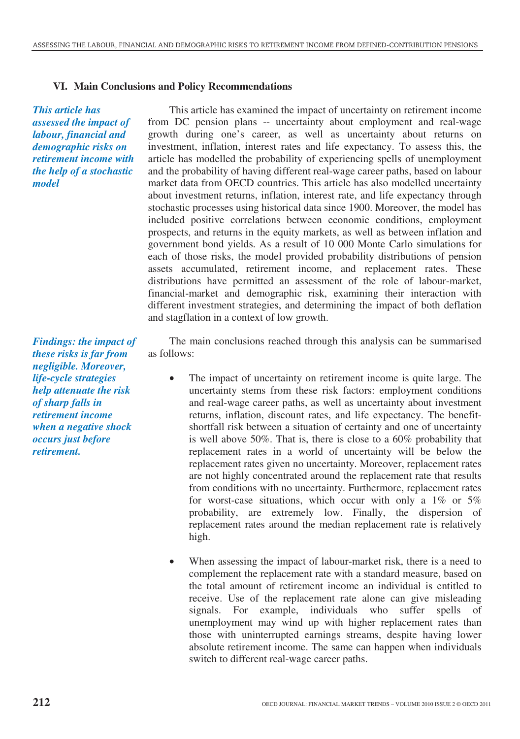## VI. Main Conclusions and Policy Recommendations

***This article has assessed the impact of labour, financial and demographic risks on retirement income with the help of a stochastic model***

This article has examined the impact of uncertainty on retirement income from DC pension plans -- uncertainty about employment and real-wage growth during one's career, as well as uncertainty about returns on investment, inflation, interest rates and life expectancy. To assess this, the article has modelled the probability of experiencing spells of unemployment and the probability of having different real-wage career paths, based on labour market data from OECD countries. This article has also modelled uncertainty about investment returns, inflation, interest rate, and life expectancy through stochastic processes using historical data since 1900. Moreover, the model has included positive correlations between economic conditions, employment prospects, and returns in the equity markets, as well as between inflation and government bond yields. As a result of 10 000 Monte Carlo simulations for each of those risks, the model provided probability distributions of pension assets accumulated, retirement income, and replacement rates. These distributions have permitted an assessment of the role of labour-market, financial-market and demographic risk, examining their interaction with different investment strategies, and determining the impact of both deflation and stagflation in a context of low growth.

***Findings: the impact of these risks is far from negligible. Moreover, life-cycle strategies help attenuate the risk of sharp falls in retirement income when a negative shock occurs just before retirement.***

The main conclusions reached through this analysis can be summarised as follows:

- The impact of uncertainty on retirement income is quite large. The uncertainty stems from these risk factors: employment conditions and real-wage career paths, as well as uncertainty about investment returns, inflation, discount rates, and life expectancy. The benefit-shortfall risk between a situation of certainty and one of uncertainty is well above 50%. That is, there is close to a 60% probability that replacement rates in a world of uncertainty will be below the replacement rates given no uncertainty. Moreover, replacement rates are not highly concentrated around the replacement rate that results from conditions with no uncertainty. Furthermore, replacement rates for worst-case situations, which occur with only a 1% or 5% probability, are extremely low. Finally, the dispersion of replacement rates around the median replacement rate is relatively high.

- When assessing the impact of labour-market risk, there is a need to complement the replacement rate with a standard measure, based on the total amount of retirement income an individual is entitled to receive. Use of the replacement rate alone can give misleading signals. For example, individuals who suffer spells of unemployment may wind up with higher replacement rates than those with uninterrupted earnings streams, despite having lower absolute retirement income. The same can happen when individuals switch to different real-wage career paths.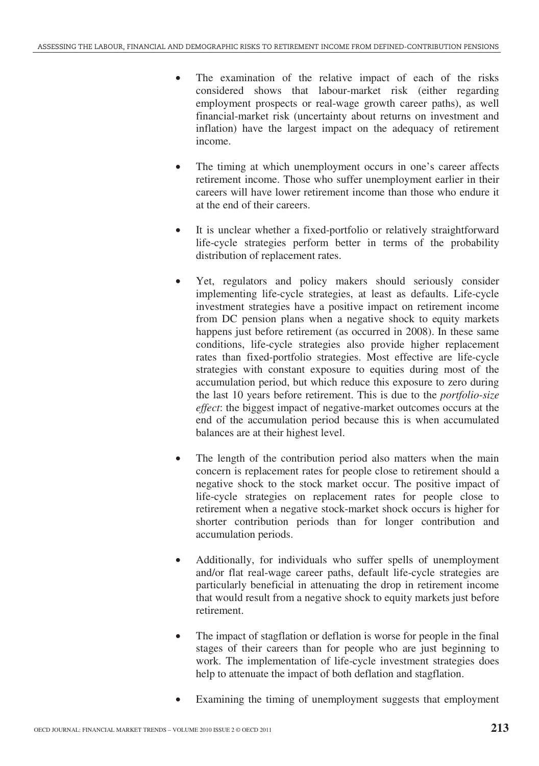- The examination of the relative impact of each of the risks considered shows that labour-market risk (either regarding employment prospects or real-wage growth career paths), as well financial-market risk (uncertainty about returns on investment and inflation) have the largest impact on the adequacy of retirement income.

- The timing at which unemployment occurs in one's career affects retirement income. Those who suffer unemployment earlier in their careers will have lower retirement income than those who endure it at the end of their careers.

- It is unclear whether a fixed-portfolio or relatively straightforward life-cycle strategies perform better in terms of the probability distribution of replacement rates.

- Yet, regulators and policy makers should seriously consider implementing life-cycle strategies, at least as defaults. Life-cycle investment strategies have a positive impact on retirement income from DC pension plans when a negative shock to equity markets happens just before retirement (as occurred in 2008). In these same conditions, life-cycle strategies also provide higher replacement rates than fixed-portfolio strategies. Most effective are life-cycle strategies with constant exposure to equities during most of the accumulation period, but which reduce this exposure to zero during the last 10 years before retirement. This is due to the *portfolio-size effect*: the biggest impact of negative-market outcomes occurs at the end of the accumulation period because this is when accumulated balances are at their highest level.

- The length of the contribution period also matters when the main concern is replacement rates for people close to retirement should a negative shock to the stock market occur. The positive impact of life-cycle strategies on replacement rates for people close to retirement when a negative stock-market shock occurs is higher for shorter contribution periods than for longer contribution and accumulation periods.

- Additionally, for individuals who suffer spells of unemployment and/or flat real-wage career paths, default life-cycle strategies are particularly beneficial in attenuating the drop in retirement income that would result from a negative shock to equity markets just before retirement.

- The impact of stagflation or deflation is worse for people in the final stages of their careers than for people who are just beginning to work. The implementation of life-cycle investment strategies does help to attenuate the impact of both deflation and stagflation.

- Examining the timing of unemployment suggests that employment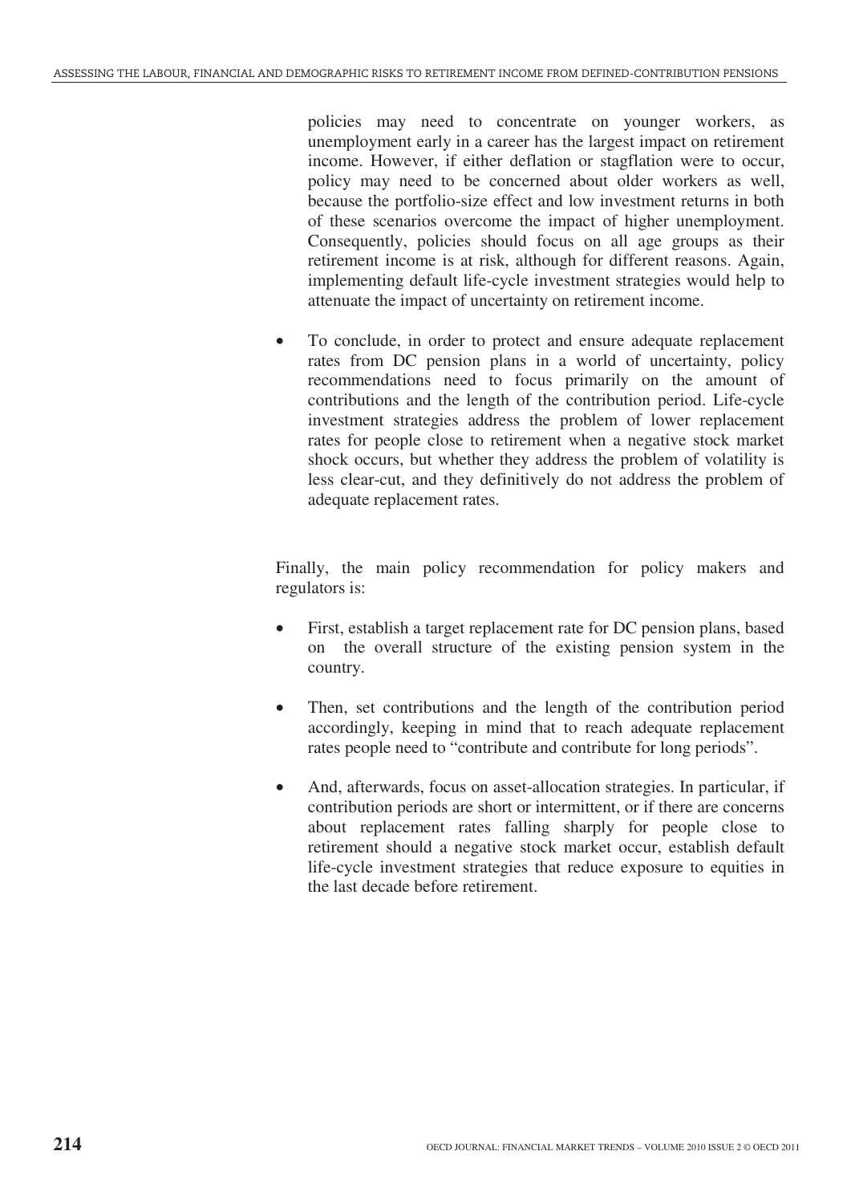policies may need to concentrate on younger workers, as unemployment early in a career has the largest impact on retirement income. However, if either deflation or stagflation were to occur, policy may need to be concerned about older workers as well, because the portfolio-size effect and low investment returns in both of these scenarios overcome the impact of higher unemployment. Consequently, policies should focus on all age groups as their retirement income is at risk, although for different reasons. Again, implementing default life-cycle investment strategies would help to attenuate the impact of uncertainty on retirement income.

- To conclude, in order to protect and ensure adequate replacement rates from DC pension plans in a world of uncertainty, policy recommendations need to focus primarily on the amount of contributions and the length of the contribution period. Life-cycle investment strategies address the problem of lower replacement rates for people close to retirement when a negative stock market shock occurs, but whether they address the problem of volatility is less clear-cut, and they definitively do not address the problem of adequate replacement rates.

Finally, the main policy recommendation for policy makers and regulators is:

- First, establish a target replacement rate for DC pension plans, based on the overall structure of the existing pension system in the country.
- Then, set contributions and the length of the contribution period accordingly, keeping in mind that to reach adequate replacement rates people need to "contribute and contribute for long periods".
- And, afterwards, focus on asset-allocation strategies. In particular, if contribution periods are short or intermittent, or if there are concerns about replacement rates falling sharply for people close to retirement should a negative stock market occur, establish default life-cycle investment strategies that reduce exposure to equities in the last decade before retirement.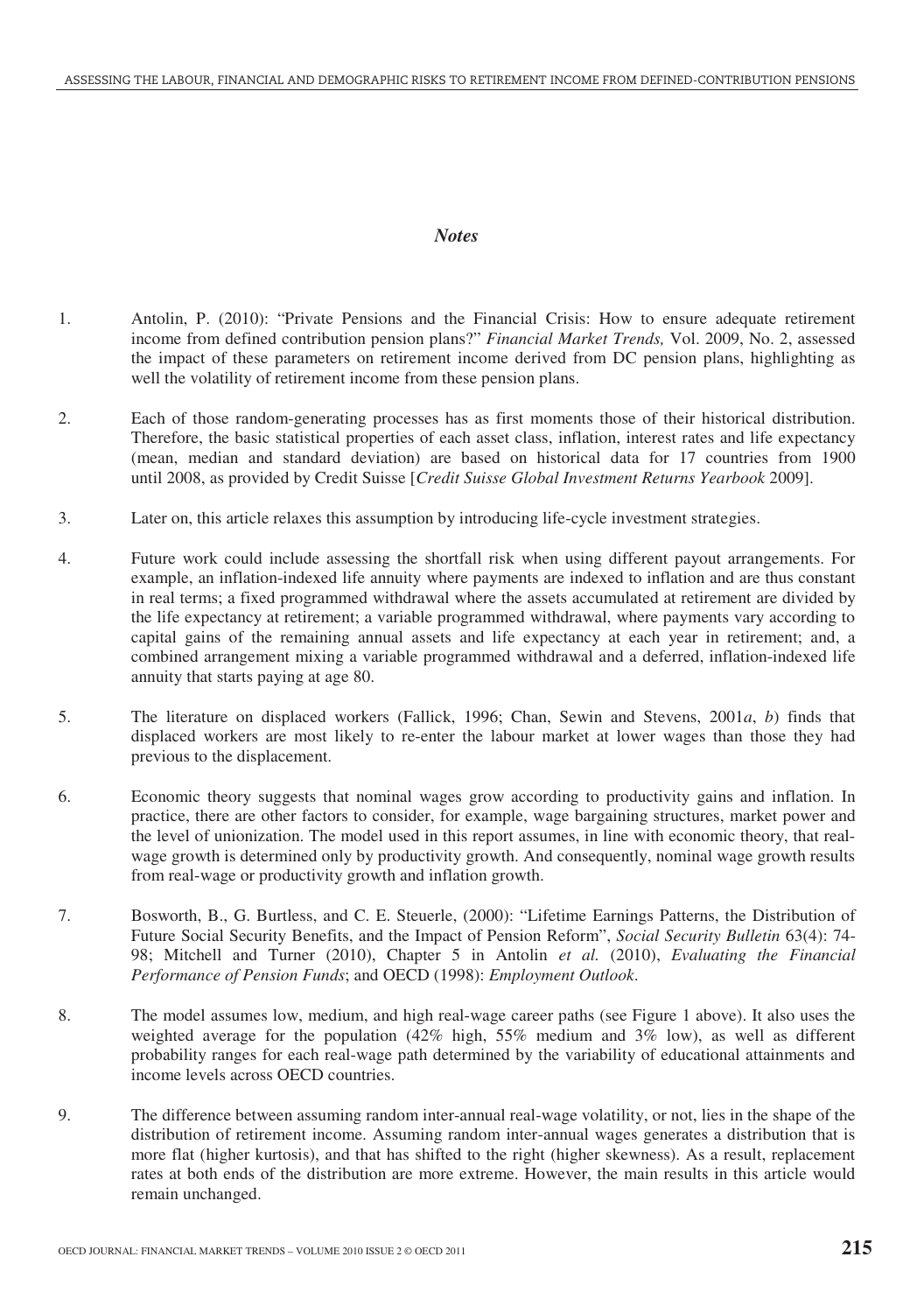## *Notes*

1. Antolin, P. (2010): "Private Pensions and the Financial Crisis: How to ensure adequate retirement income from defined contribution pension plans?" *Financial Market Trends,* Vol. 2009, No. 2, assessed the impact of these parameters on retirement income derived from DC pension plans, highlighting as well the volatility of retirement income from these pension plans.

2. Each of those random-generating processes has as first moments those of their historical distribution. Therefore, the basic statistical properties of each asset class, inflation, interest rates and life expectancy (mean, median and standard deviation) are based on historical data for 17 countries from 1900 until 2008, as provided by Credit Suisse [*Credit Suisse Global Investment Returns Yearbook* 2009].

3. Later on, this article relaxes this assumption by introducing life-cycle investment strategies.

4. Future work could include assessing the shortfall risk when using different payout arrangements. For example, an inflation-indexed life annuity where payments are indexed to inflation and are thus constant in real terms; a fixed programmed withdrawal where the assets accumulated at retirement are divided by the life expectancy at retirement; a variable programmed withdrawal, where payments vary according to capital gains of the remaining annual assets and life expectancy at each year in retirement; and, a combined arrangement mixing a variable programmed withdrawal and a deferred, inflation-indexed life annuity that starts paying at age 80.

5. The literature on displaced workers (Fallick, 1996; Chan, Sewin and Stevens, 2001*a*, *b*) finds that displaced workers are most likely to re-enter the labour market at lower wages than those they had previous to the displacement.

6. Economic theory suggests that nominal wages grow according to productivity gains and inflation. In practice, there are other factors to consider, for example, wage bargaining structures, market power and the level of unionization. The model used in this report assumes, in line with economic theory, that real-wage growth is determined only by productivity growth. And consequently, nominal wage growth results from real-wage or productivity growth and inflation growth.

7. Bosworth, B., G. Burtless, and C. E. Steuerle, (2000): "Lifetime Earnings Patterns, the Distribution of Future Social Security Benefits, and the Impact of Pension Reform", *Social Security Bulletin* 63(4): 74-98; Mitchell and Turner (2010), Chapter 5 in Antolin *et al.* (2010), *Evaluating the Financial Performance of Pension Funds*; and OECD (1998): *Employment Outlook*.

8. The model assumes low, medium, and high real-wage career paths (see Figure 1 above). It also uses the weighted average for the population (42% high, 55% medium and 3% low), as well as different probability ranges for each real-wage path determined by the variability of educational attainments and income levels across OECD countries.

9. The difference between assuming random inter-annual real-wage volatility, or not, lies in the shape of the distribution of retirement income. Assuming random inter-annual wages generates a distribution that is more flat (higher kurtosis), and that has shifted to the right (higher skewness). As a result, replacement rates at both ends of the distribution are more extreme. However, the main results in this article would remain unchanged.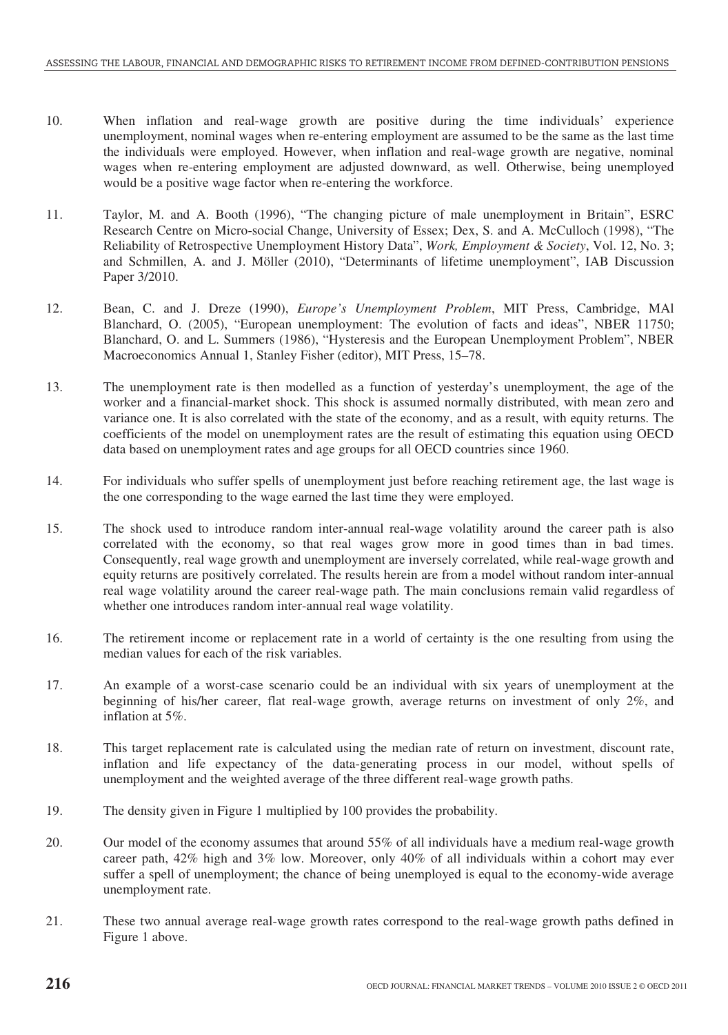10. When inflation and real-wage growth are positive during the time individuals' experience unemployment, nominal wages when re-entering employment are assumed to be the same as the last time the individuals were employed. However, when inflation and real-wage growth are negative, nominal wages when re-entering employment are adjusted downward, as well. Otherwise, being unemployed would be a positive wage factor when re-entering the workforce.

11. Taylor, M. and A. Booth (1996), "The changing picture of male unemployment in Britain", ESRC Research Centre on Micro-social Change, University of Essex; Dex, S. and A. McCulloch (1998), "The Reliability of Retrospective Unemployment History Data", *Work, Employment & Society*, Vol. 12, No. 3; and Schmillen, A. and J. Möller (2010), "Determinants of lifetime unemployment", IAB Discussion Paper 3/2010.

12. Bean, C. and J. Dreze (1990), *Europe's Unemployment Problem*, MIT Press, Cambridge, MAl Blanchard, O. (2005), "European unemployment: The evolution of facts and ideas", NBER 11750; Blanchard, O. and L. Summers (1986), "Hysteresis and the European Unemployment Problem", NBER Macroeconomics Annual 1, Stanley Fisher (editor), MIT Press, 15–78.

13. The unemployment rate is then modelled as a function of yesterday's unemployment, the age of the worker and a financial-market shock. This shock is assumed normally distributed, with mean zero and variance one. It is also correlated with the state of the economy, and as a result, with equity returns. The coefficients of the model on unemployment rates are the result of estimating this equation using OECD data based on unemployment rates and age groups for all OECD countries since 1960.

14. For individuals who suffer spells of unemployment just before reaching retirement age, the last wage is the one corresponding to the wage earned the last time they were employed.

15. The shock used to introduce random inter-annual real-wage volatility around the career path is also correlated with the economy, so that real wages grow more in good times than in bad times. Consequently, real wage growth and unemployment are inversely correlated, while real-wage growth and equity returns are positively correlated. The results herein are from a model without random inter-annual real wage volatility around the career real-wage path. The main conclusions remain valid regardless of whether one introduces random inter-annual real wage volatility.

16. The retirement income or replacement rate in a world of certainty is the one resulting from using the median values for each of the risk variables.

17. An example of a worst-case scenario could be an individual with six years of unemployment at the beginning of his/her career, flat real-wage growth, average returns on investment of only 2%, and inflation at 5%.

18. This target replacement rate is calculated using the median rate of return on investment, discount rate, inflation and life expectancy of the data-generating process in our model, without spells of unemployment and the weighted average of the three different real-wage growth paths.

19. The density given in Figure 1 multiplied by 100 provides the probability.

20. Our model of the economy assumes that around 55% of all individuals have a medium real-wage growth career path, 42% high and 3% low. Moreover, only 40% of all individuals within a cohort may ever suffer a spell of unemployment; the chance of being unemployed is equal to the economy-wide average unemployment rate.

21. These two annual average real-wage growth rates correspond to the real-wage growth paths defined in Figure 1 above.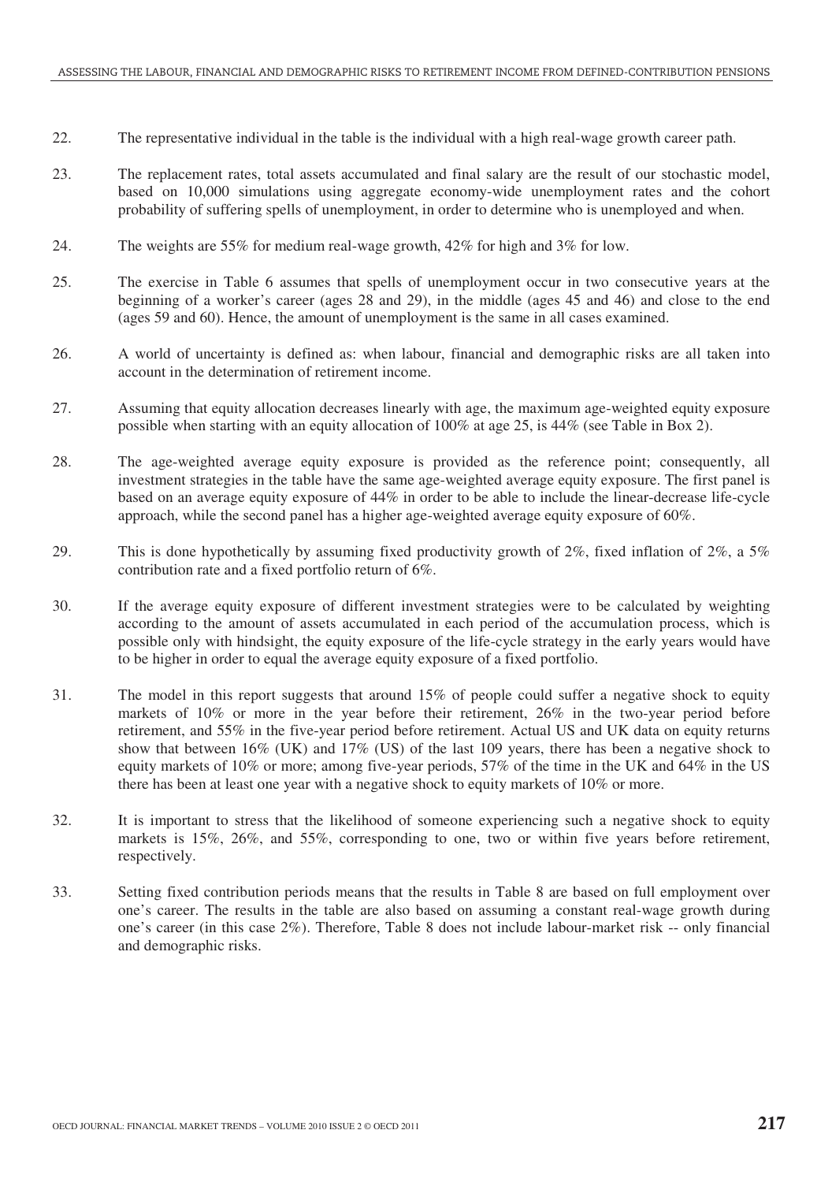22. The representative individual in the table is the individual with a high real-wage growth career path.

23. The replacement rates, total assets accumulated and final salary are the result of our stochastic model, based on 10,000 simulations using aggregate economy-wide unemployment rates and the cohort probability of suffering spells of unemployment, in order to determine who is unemployed and when.

24. The weights are 55% for medium real-wage growth, 42% for high and 3% for low.

25. The exercise in Table 6 assumes that spells of unemployment occur in two consecutive years at the beginning of a worker's career (ages 28 and 29), in the middle (ages 45 and 46) and close to the end (ages 59 and 60). Hence, the amount of unemployment is the same in all cases examined.

26. A world of uncertainty is defined as: when labour, financial and demographic risks are all taken into account in the determination of retirement income.

27. Assuming that equity allocation decreases linearly with age, the maximum age-weighted equity exposure possible when starting with an equity allocation of 100% at age 25, is 44% (see Table in Box 2).

28. The age-weighted average equity exposure is provided as the reference point; consequently, all investment strategies in the table have the same age-weighted average equity exposure. The first panel is based on an average equity exposure of 44% in order to be able to include the linear-decrease life-cycle approach, while the second panel has a higher age-weighted average equity exposure of 60%.

29. This is done hypothetically by assuming fixed productivity growth of 2%, fixed inflation of 2%, a 5% contribution rate and a fixed portfolio return of 6%.

30. If the average equity exposure of different investment strategies were to be calculated by weighting according to the amount of assets accumulated in each period of the accumulation process, which is possible only with hindsight, the equity exposure of the life-cycle strategy in the early years would have to be higher in order to equal the average equity exposure of a fixed portfolio.

31. The model in this report suggests that around 15% of people could suffer a negative shock to equity markets of 10% or more in the year before their retirement, 26% in the two-year period before retirement, and 55% in the five-year period before retirement. Actual US and UK data on equity returns show that between 16% (UK) and 17% (US) of the last 109 years, there has been a negative shock to equity markets of 10% or more; among five-year periods, 57% of the time in the UK and 64% in the US there has been at least one year with a negative shock to equity markets of 10% or more.

32. It is important to stress that the likelihood of someone experiencing such a negative shock to equity markets is 15%, 26%, and 55%, corresponding to one, two or within five years before retirement, respectively.

33. Setting fixed contribution periods means that the results in Table 8 are based on full employment over one's career. The results in the table are also based on assuming a constant real-wage growth during one's career (in this case 2%). Therefore, Table 8 does not include labour-market risk -- only financial and demographic risks.